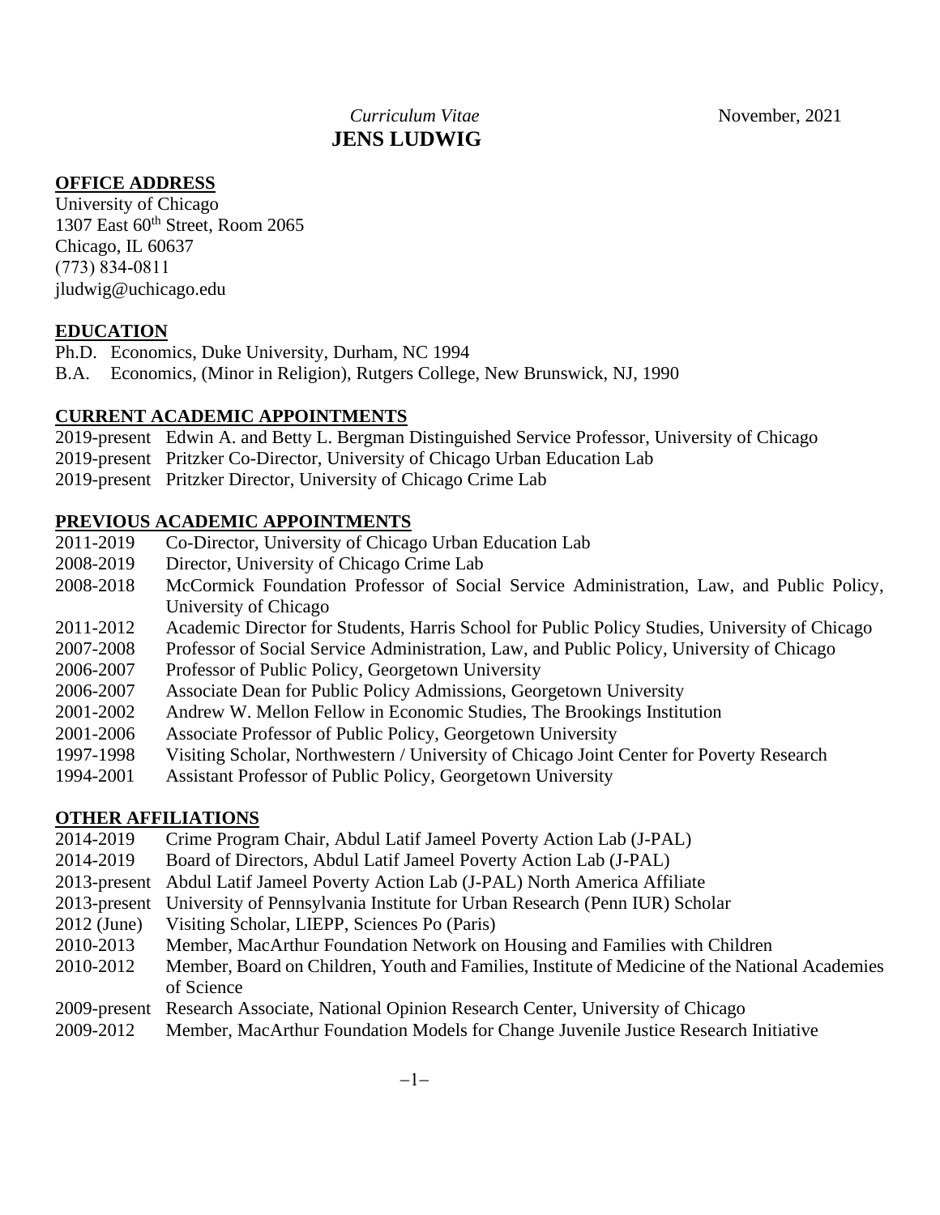*Curriculum Vitae* November, 2021

# JENS LUDWIG

## OFFICE ADDRESS

University of Chicago
1307 East 60th Street, Room 2065
Chicago, IL 60637
(773) 834-0811
jludwig@uchicago.edu

## EDUCATION

Ph.D. Economics, Duke University, Durham, NC 1994
B.A. Economics, (Minor in Religion), Rutgers College, New Brunswick, NJ, 1990

## CURRENT ACADEMIC APPOINTMENTS

2019-present Edwin A. and Betty L. Bergman Distinguished Service Professor, University of Chicago
2019-present Pritzker Co-Director, University of Chicago Urban Education Lab
2019-present Pritzker Director, University of Chicago Crime Lab

## PREVIOUS ACADEMIC APPOINTMENTS

2011-2019 Co-Director, University of Chicago Urban Education Lab
2008-2019 Director, University of Chicago Crime Lab
2008-2018 McCormick Foundation Professor of Social Service Administration, Law, and Public Policy, University of Chicago
2011-2012 Academic Director for Students, Harris School for Public Policy Studies, University of Chicago
2007-2008 Professor of Social Service Administration, Law, and Public Policy, University of Chicago
2006-2007 Professor of Public Policy, Georgetown University
2006-2007 Associate Dean for Public Policy Admissions, Georgetown University
2001-2002 Andrew W. Mellon Fellow in Economic Studies, The Brookings Institution
2001-2006 Associate Professor of Public Policy, Georgetown University
1997-1998 Visiting Scholar, Northwestern / University of Chicago Joint Center for Poverty Research
1994-2001 Assistant Professor of Public Policy, Georgetown University

## OTHER AFFILIATIONS

2014-2019 Crime Program Chair, Abdul Latif Jameel Poverty Action Lab (J-PAL)
2014-2019 Board of Directors, Abdul Latif Jameel Poverty Action Lab (J-PAL)
2013-present Abdul Latif Jameel Poverty Action Lab (J-PAL) North America Affiliate
2013-present University of Pennsylvania Institute for Urban Research (Penn IUR) Scholar
2012 (June) Visiting Scholar, LIEPP, Sciences Po (Paris)
2010-2013 Member, MacArthur Foundation Network on Housing and Families with Children
2010-2012 Member, Board on Children, Youth and Families, Institute of Medicine of the National Academies of Science
2009-present Research Associate, National Opinion Research Center, University of Chicago
2009-2012 Member, MacArthur Foundation Models for Change Juvenile Justice Research Initiative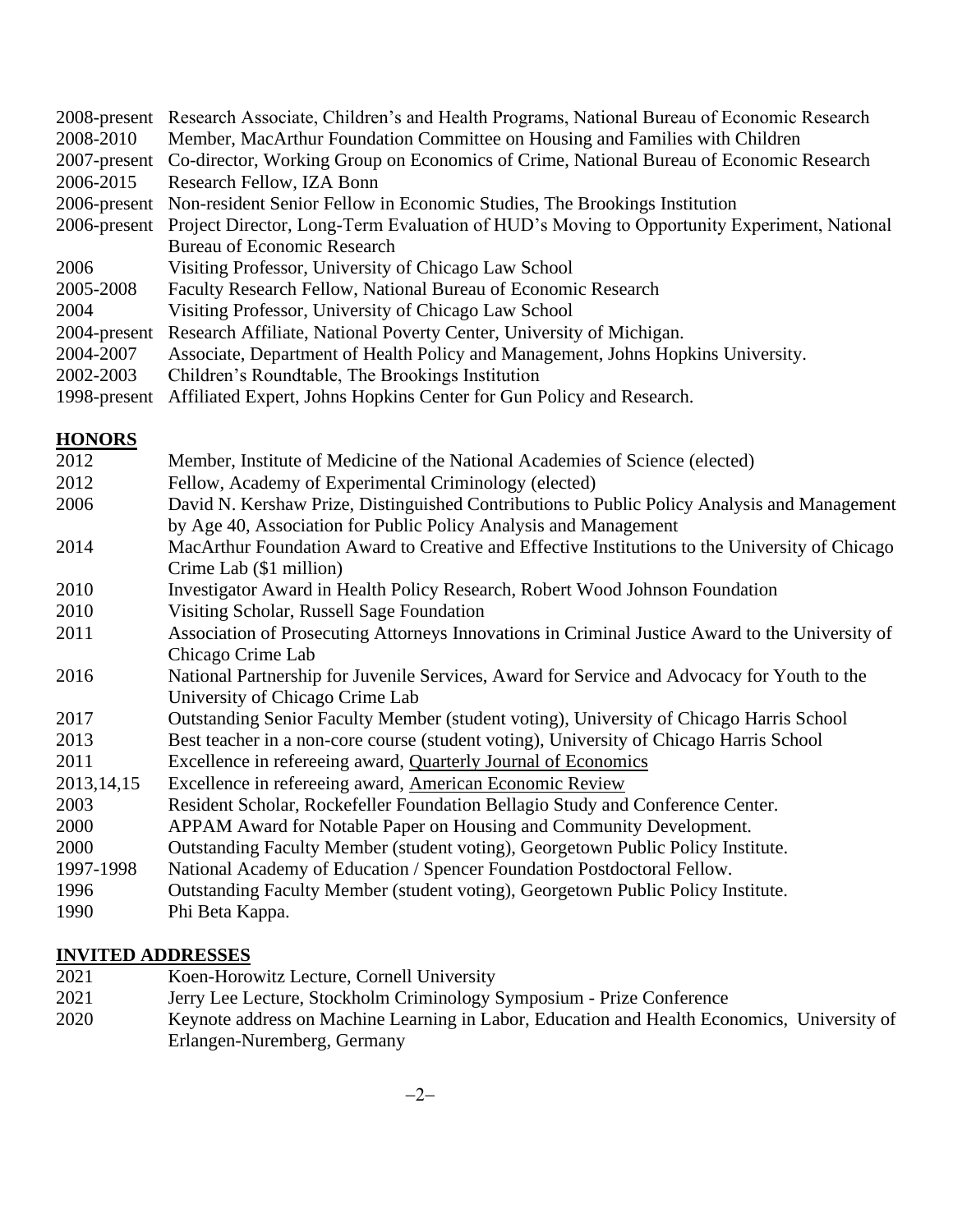2008-present Research Associate, Children's and Health Programs, National Bureau of Economic Research
2008-2010 Member, MacArthur Foundation Committee on Housing and Families with Children
2007-present Co-director, Working Group on Economics of Crime, National Bureau of Economic Research
2006-2015 Research Fellow, IZA Bonn
2006-present Non-resident Senior Fellow in Economic Studies, The Brookings Institution
2006-present Project Director, Long-Term Evaluation of HUD's Moving to Opportunity Experiment, National Bureau of Economic Research
2006 Visiting Professor, University of Chicago Law School
2005-2008 Faculty Research Fellow, National Bureau of Economic Research
2004 Visiting Professor, University of Chicago Law School
2004-present Research Affiliate, National Poverty Center, University of Michigan.
2004-2007 Associate, Department of Health Policy and Management, Johns Hopkins University.
2002-2003 Children's Roundtable, The Brookings Institution
1998-present Affiliated Expert, Johns Hopkins Center for Gun Policy and Research.

## HONORS

2012 Member, Institute of Medicine of the National Academies of Science (elected)
2012 Fellow, Academy of Experimental Criminology (elected)
2006 David N. Kershaw Prize, Distinguished Contributions to Public Policy Analysis and Management by Age 40, Association for Public Policy Analysis and Management
2014 MacArthur Foundation Award to Creative and Effective Institutions to the University of Chicago Crime Lab ($1 million)
2010 Investigator Award in Health Policy Research, Robert Wood Johnson Foundation
2010 Visiting Scholar, Russell Sage Foundation
2011 Association of Prosecuting Attorneys Innovations in Criminal Justice Award to the University of Chicago Crime Lab
2016 National Partnership for Juvenile Services, Award for Service and Advocacy for Youth to the University of Chicago Crime Lab
2017 Outstanding Senior Faculty Member (student voting), University of Chicago Harris School
2013 Best teacher in a non-core course (student voting), University of Chicago Harris School
2011 Excellence in refereeing award, Quarterly Journal of Economics
2013,14,15 Excellence in refereeing award, American Economic Review
2003 Resident Scholar, Rockefeller Foundation Bellagio Study and Conference Center.
2000 APPAM Award for Notable Paper on Housing and Community Development.
2000 Outstanding Faculty Member (student voting), Georgetown Public Policy Institute.
1997-1998 National Academy of Education / Spencer Foundation Postdoctoral Fellow.
1996 Outstanding Faculty Member (student voting), Georgetown Public Policy Institute.
1990 Phi Beta Kappa.

## INVITED ADDRESSES

2021 Koen-Horowitz Lecture, Cornell University
2021 Jerry Lee Lecture, Stockholm Criminology Symposium - Prize Conference
2020 Keynote address on Machine Learning in Labor, Education and Health Economics, University of Erlangen-Nuremberg, Germany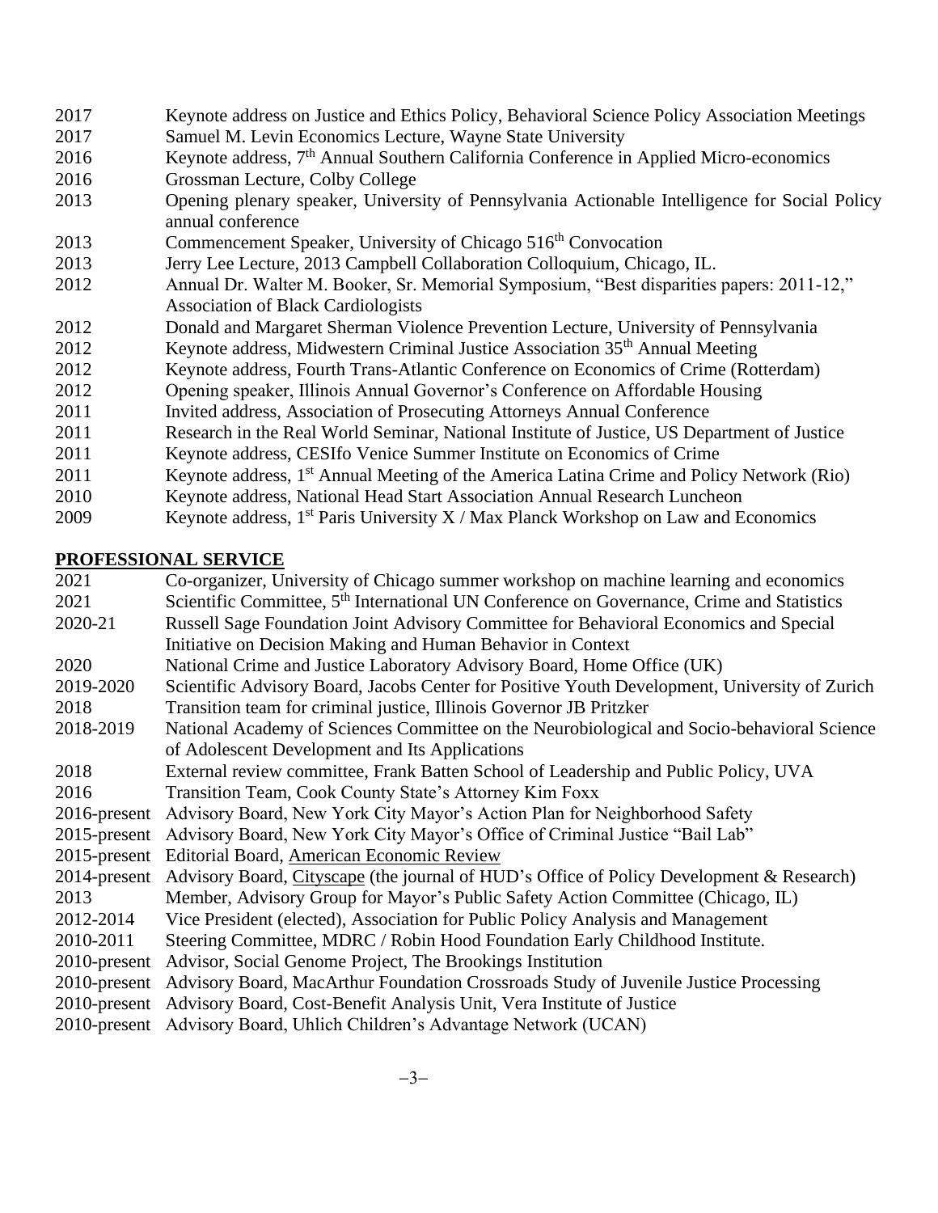2017 Keynote address on Justice and Ethics Policy, Behavioral Science Policy Association Meetings
2017 Samuel M. Levin Economics Lecture, Wayne State University
2016 Keynote address, 7th Annual Southern California Conference in Applied Micro-economics
2016 Grossman Lecture, Colby College
2013 Opening plenary speaker, University of Pennsylvania Actionable Intelligence for Social Policy annual conference
2013 Commencement Speaker, University of Chicago 516th Convocation
2013 Jerry Lee Lecture, 2013 Campbell Collaboration Colloquium, Chicago, IL.
2012 Annual Dr. Walter M. Booker, Sr. Memorial Symposium, "Best disparities papers: 2011-12," Association of Black Cardiologists
2012 Donald and Margaret Sherman Violence Prevention Lecture, University of Pennsylvania
2012 Keynote address, Midwestern Criminal Justice Association 35th Annual Meeting
2012 Keynote address, Fourth Trans-Atlantic Conference on Economics of Crime (Rotterdam)
2012 Opening speaker, Illinois Annual Governor's Conference on Affordable Housing
2011 Invited address, Association of Prosecuting Attorneys Annual Conference
2011 Research in the Real World Seminar, National Institute of Justice, US Department of Justice
2011 Keynote address, CESIfo Venice Summer Institute on Economics of Crime
2011 Keynote address, 1st Annual Meeting of the America Latina Crime and Policy Network (Rio)
2010 Keynote address, National Head Start Association Annual Research Luncheon
2009 Keynote address, 1st Paris University X / Max Planck Workshop on Law and Economics

## PROFESSIONAL SERVICE

2021 Co-organizer, University of Chicago summer workshop on machine learning and economics
2021 Scientific Committee, 5th International UN Conference on Governance, Crime and Statistics
2020-21 Russell Sage Foundation Joint Advisory Committee for Behavioral Economics and Special Initiative on Decision Making and Human Behavior in Context
2020 National Crime and Justice Laboratory Advisory Board, Home Office (UK)
2019-2020 Scientific Advisory Board, Jacobs Center for Positive Youth Development, University of Zurich
2018 Transition team for criminal justice, Illinois Governor JB Pritzker
2018-2019 National Academy of Sciences Committee on the Neurobiological and Socio-behavioral Science of Adolescent Development and Its Applications
2018 External review committee, Frank Batten School of Leadership and Public Policy, UVA
2016 Transition Team, Cook County State's Attorney Kim Foxx
2016-present Advisory Board, New York City Mayor's Action Plan for Neighborhood Safety
2015-present Advisory Board, New York City Mayor's Office of Criminal Justice "Bail Lab"
2015-present Editorial Board, American Economic Review
2014-present Advisory Board, Cityscape (the journal of HUD's Office of Policy Development & Research)
2013 Member, Advisory Group for Mayor's Public Safety Action Committee (Chicago, IL)
2012-2014 Vice President (elected), Association for Public Policy Analysis and Management
2010-2011 Steering Committee, MDRC / Robin Hood Foundation Early Childhood Institute.
2010-present Advisor, Social Genome Project, The Brookings Institution
2010-present Advisory Board, MacArthur Foundation Crossroads Study of Juvenile Justice Processing
2010-present Advisory Board, Cost-Benefit Analysis Unit, Vera Institute of Justice
2010-present Advisory Board, Uhlich Children's Advantage Network (UCAN)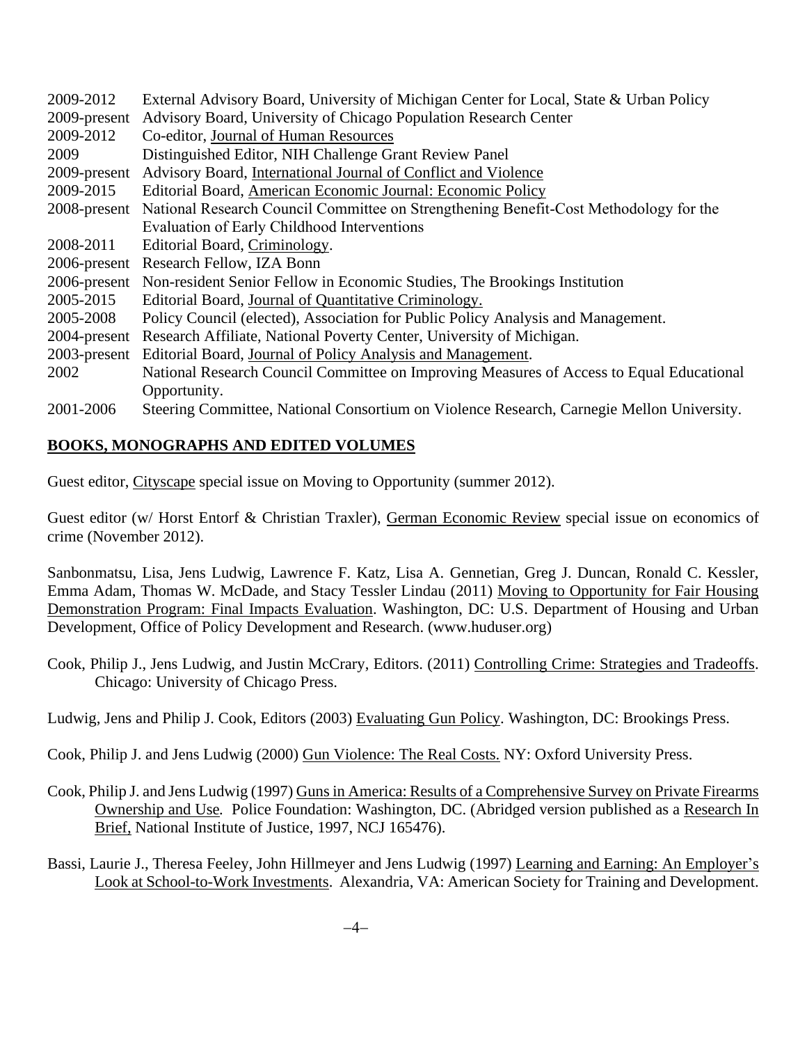2009-2012 External Advisory Board, University of Michigan Center for Local, State & Urban Policy
2009-present Advisory Board, University of Chicago Population Research Center
2009-2012 Co-editor, Journal of Human Resources
2009 Distinguished Editor, NIH Challenge Grant Review Panel
2009-present Advisory Board, International Journal of Conflict and Violence
2009-2015 Editorial Board, American Economic Journal: Economic Policy
2008-present National Research Council Committee on Strengthening Benefit-Cost Methodology for the Evaluation of Early Childhood Interventions
2008-2011 Editorial Board, Criminology.
2006-present Research Fellow, IZA Bonn
2006-present Non-resident Senior Fellow in Economic Studies, The Brookings Institution
2005-2015 Editorial Board, Journal of Quantitative Criminology.
2005-2008 Policy Council (elected), Association for Public Policy Analysis and Management.
2004-present Research Affiliate, National Poverty Center, University of Michigan.
2003-present Editorial Board, Journal of Policy Analysis and Management.
2002 National Research Council Committee on Improving Measures of Access to Equal Educational Opportunity.
2001-2006 Steering Committee, National Consortium on Violence Research, Carnegie Mellon University.

## BOOKS, MONOGRAPHS AND EDITED VOLUMES

Guest editor, Cityscape special issue on Moving to Opportunity (summer 2012).

Guest editor (w/ Horst Entorf & Christian Traxler), German Economic Review special issue on economics of crime (November 2012).

Sanbonmatsu, Lisa, Jens Ludwig, Lawrence F. Katz, Lisa A. Gennetian, Greg J. Duncan, Ronald C. Kessler, Emma Adam, Thomas W. McDade, and Stacy Tessler Lindau (2011) Moving to Opportunity for Fair Housing Demonstration Program: Final Impacts Evaluation. Washington, DC: U.S. Department of Housing and Urban Development, Office of Policy Development and Research. (www.huduser.org)

Cook, Philip J., Jens Ludwig, and Justin McCrary, Editors. (2011) Controlling Crime: Strategies and Tradeoffs. Chicago: University of Chicago Press.

Ludwig, Jens and Philip J. Cook, Editors (2003) Evaluating Gun Policy. Washington, DC: Brookings Press.

Cook, Philip J. and Jens Ludwig (2000) Gun Violence: The Real Costs. NY: Oxford University Press.

Cook, Philip J. and Jens Ludwig (1997) Guns in America: Results of a Comprehensive Survey on Private Firearms Ownership and Use. Police Foundation: Washington, DC. (Abridged version published as a Research In Brief, National Institute of Justice, 1997, NCJ 165476).

Bassi, Laurie J., Theresa Feeley, John Hillmeyer and Jens Ludwig (1997) Learning and Earning: An Employer's Look at School-to-Work Investments. Alexandria, VA: American Society for Training and Development.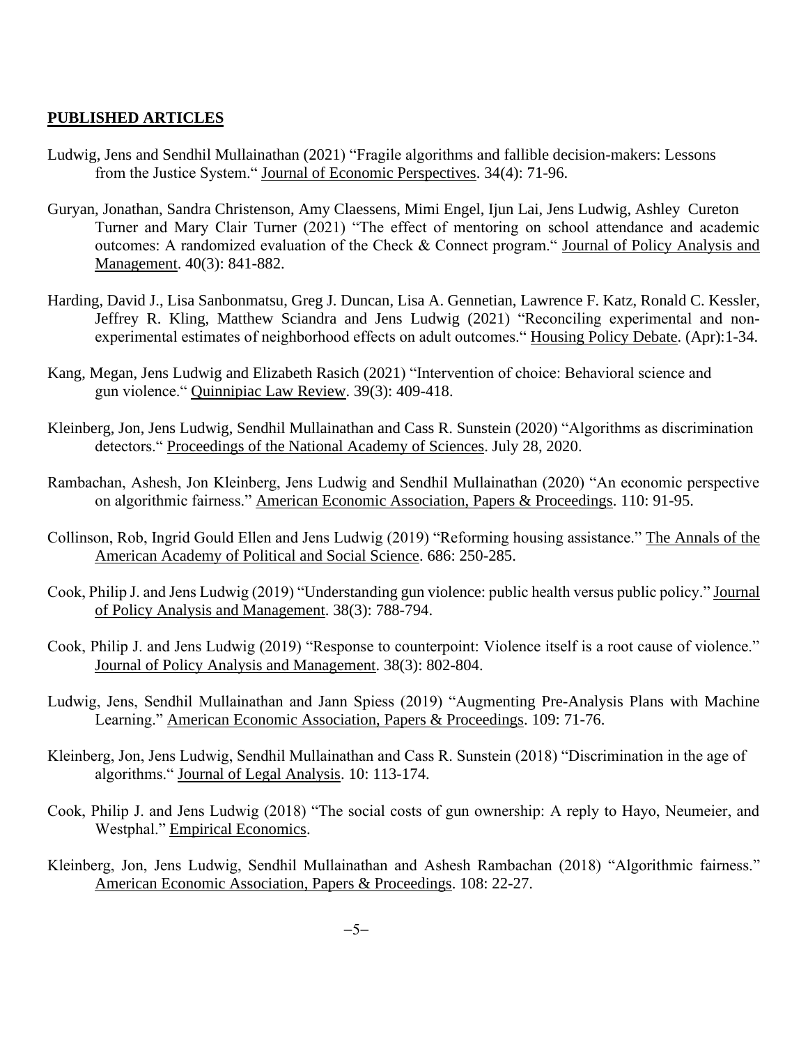## PUBLISHED ARTICLES

Ludwig, Jens and Sendhil Mullainathan (2021) "Fragile algorithms and fallible decision-makers: Lessons from the Justice System." Journal of Economic Perspectives. 34(4): 71-96.

Guryan, Jonathan, Sandra Christenson, Amy Claessens, Mimi Engel, Ijun Lai, Jens Ludwig, Ashley Cureton Turner and Mary Clair Turner (2021) "The effect of mentoring on school attendance and academic outcomes: A randomized evaluation of the Check & Connect program." Journal of Policy Analysis and Management. 40(3): 841-882.

Harding, David J., Lisa Sanbonmatsu, Greg J. Duncan, Lisa A. Gennetian, Lawrence F. Katz, Ronald C. Kessler, Jeffrey R. Kling, Matthew Sciandra and Jens Ludwig (2021) "Reconciling experimental and non-experimental estimates of neighborhood effects on adult outcomes." Housing Policy Debate. (Apr):1-34.

Kang, Megan, Jens Ludwig and Elizabeth Rasich (2021) "Intervention of choice: Behavioral science and gun violence." Quinnipiac Law Review. 39(3): 409-418.

Kleinberg, Jon, Jens Ludwig, Sendhil Mullainathan and Cass R. Sunstein (2020) "Algorithms as discrimination detectors." Proceedings of the National Academy of Sciences. July 28, 2020.

Rambachan, Ashesh, Jon Kleinberg, Jens Ludwig and Sendhil Mullainathan (2020) "An economic perspective on algorithmic fairness." American Economic Association, Papers & Proceedings. 110: 91-95.

Collinson, Rob, Ingrid Gould Ellen and Jens Ludwig (2019) "Reforming housing assistance." The Annals of the American Academy of Political and Social Science. 686: 250-285.

Cook, Philip J. and Jens Ludwig (2019) "Understanding gun violence: public health versus public policy." Journal of Policy Analysis and Management. 38(3): 788-794.

Cook, Philip J. and Jens Ludwig (2019) "Response to counterpoint: Violence itself is a root cause of violence." Journal of Policy Analysis and Management. 38(3): 802-804.

Ludwig, Jens, Sendhil Mullainathan and Jann Spiess (2019) "Augmenting Pre-Analysis Plans with Machine Learning." American Economic Association, Papers & Proceedings. 109: 71-76.

Kleinberg, Jon, Jens Ludwig, Sendhil Mullainathan and Cass R. Sunstein (2018) "Discrimination in the age of algorithms." Journal of Legal Analysis. 10: 113-174.

Cook, Philip J. and Jens Ludwig (2018) "The social costs of gun ownership: A reply to Hayo, Neumeier, and Westphal." Empirical Economics.

Kleinberg, Jon, Jens Ludwig, Sendhil Mullainathan and Ashesh Rambachan (2018) "Algorithmic fairness." American Economic Association, Papers & Proceedings. 108: 22-27.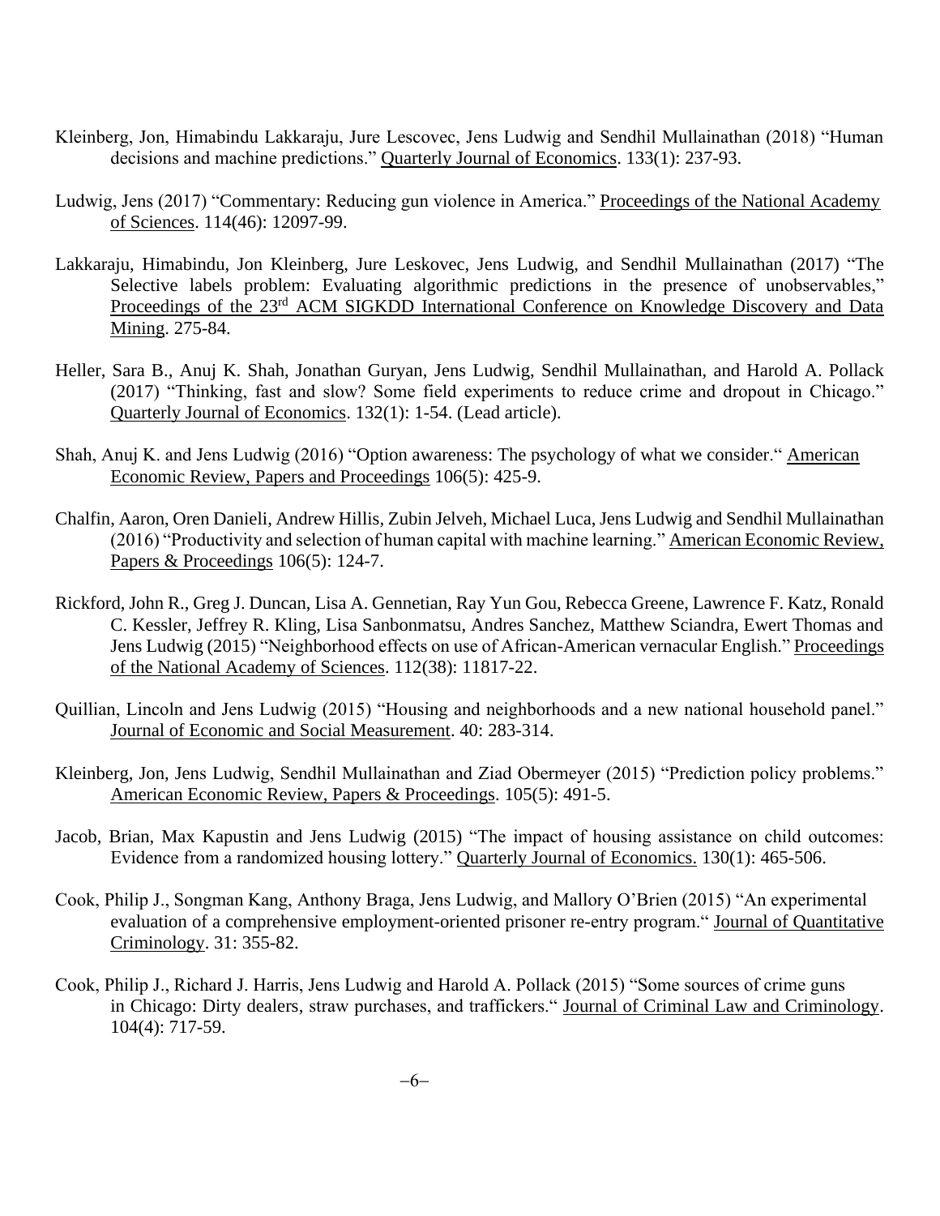Kleinberg, Jon, Himabindu Lakkaraju, Jure Lescovec, Jens Ludwig and Sendhil Mullainathan (2018) "Human decisions and machine predictions." Quarterly Journal of Economics. 133(1): 237-93.

Ludwig, Jens (2017) "Commentary: Reducing gun violence in America." Proceedings of the National Academy of Sciences. 114(46): 12097-99.

Lakkaraju, Himabindu, Jon Kleinberg, Jure Leskovec, Jens Ludwig, and Sendhil Mullainathan (2017) "The Selective labels problem: Evaluating algorithmic predictions in the presence of unobservables," Proceedings of the 23rd ACM SIGKDD International Conference on Knowledge Discovery and Data Mining. 275-84.

Heller, Sara B., Anuj K. Shah, Jonathan Guryan, Jens Ludwig, Sendhil Mullainathan, and Harold A. Pollack (2017) "Thinking, fast and slow? Some field experiments to reduce crime and dropout in Chicago." Quarterly Journal of Economics. 132(1): 1-54. (Lead article).

Shah, Anuj K. and Jens Ludwig (2016) "Option awareness: The psychology of what we consider." American Economic Review, Papers and Proceedings 106(5): 425-9.

Chalfin, Aaron, Oren Danieli, Andrew Hillis, Zubin Jelveh, Michael Luca, Jens Ludwig and Sendhil Mullainathan (2016) "Productivity and selection of human capital with machine learning." American Economic Review, Papers & Proceedings 106(5): 124-7.

Rickford, John R., Greg J. Duncan, Lisa A. Gennetian, Ray Yun Gou, Rebecca Greene, Lawrence F. Katz, Ronald C. Kessler, Jeffrey R. Kling, Lisa Sanbonmatsu, Andres Sanchez, Matthew Sciandra, Ewert Thomas and Jens Ludwig (2015) "Neighborhood effects on use of African-American vernacular English." Proceedings of the National Academy of Sciences. 112(38): 11817-22.

Quillian, Lincoln and Jens Ludwig (2015) "Housing and neighborhoods and a new national household panel." Journal of Economic and Social Measurement. 40: 283-314.

Kleinberg, Jon, Jens Ludwig, Sendhil Mullainathan and Ziad Obermeyer (2015) "Prediction policy problems." American Economic Review, Papers & Proceedings. 105(5): 491-5.

Jacob, Brian, Max Kapustin and Jens Ludwig (2015) "The impact of housing assistance on child outcomes: Evidence from a randomized housing lottery." Quarterly Journal of Economics. 130(1): 465-506.

Cook, Philip J., Songman Kang, Anthony Braga, Jens Ludwig, and Mallory O'Brien (2015) "An experimental evaluation of a comprehensive employment-oriented prisoner re-entry program." Journal of Quantitative Criminology. 31: 355-82.

Cook, Philip J., Richard J. Harris, Jens Ludwig and Harold A. Pollack (2015) "Some sources of crime guns in Chicago: Dirty dealers, straw purchases, and traffickers." Journal of Criminal Law and Criminology. 104(4): 717-59.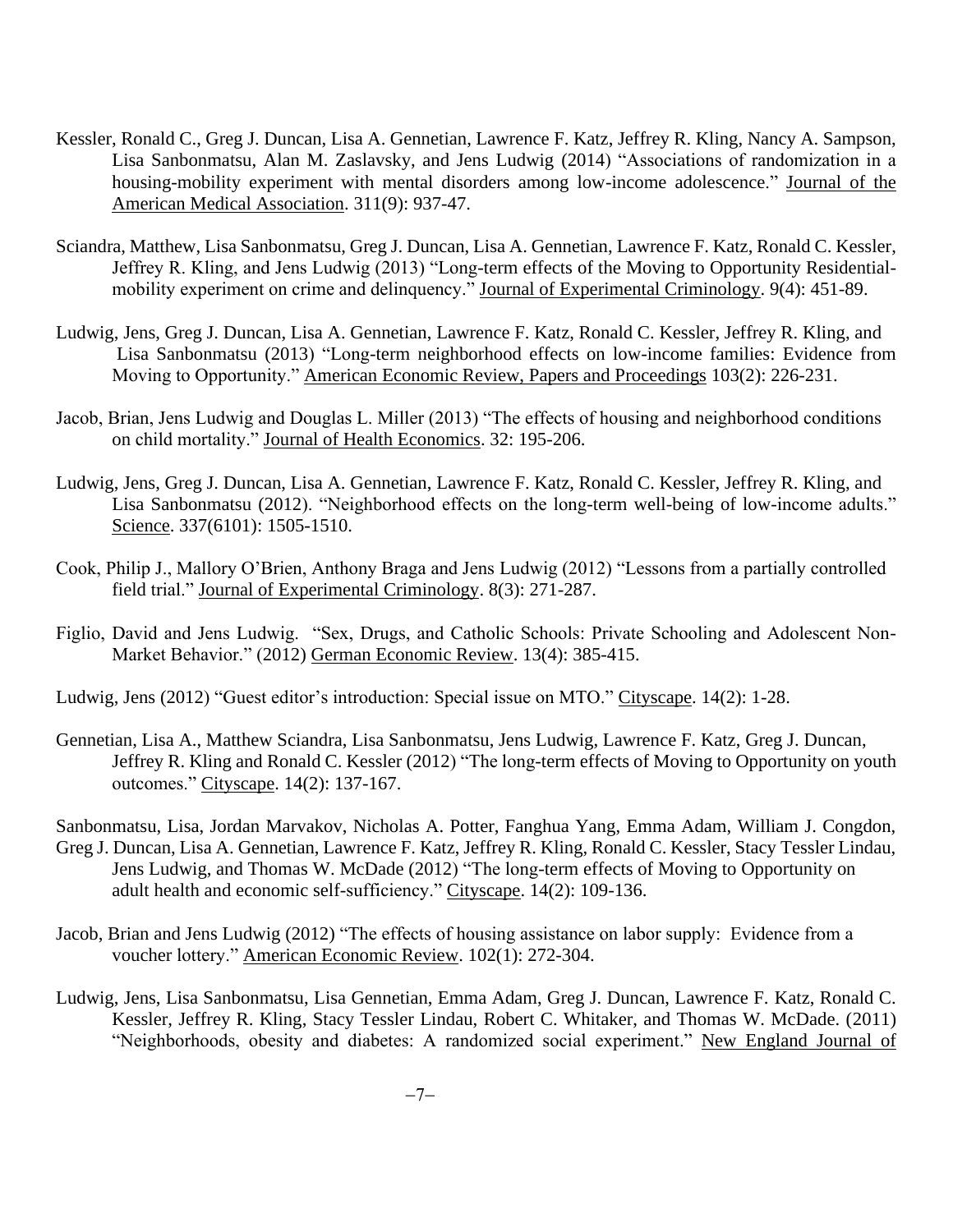Kessler, Ronald C., Greg J. Duncan, Lisa A. Gennetian, Lawrence F. Katz, Jeffrey R. Kling, Nancy A. Sampson, Lisa Sanbonmatsu, Alan M. Zaslavsky, and Jens Ludwig (2014) "Associations of randomization in a housing-mobility experiment with mental disorders among low-income adolescence." Journal of the American Medical Association. 311(9): 937-47.

Sciandra, Matthew, Lisa Sanbonmatsu, Greg J. Duncan, Lisa A. Gennetian, Lawrence F. Katz, Ronald C. Kessler, Jeffrey R. Kling, and Jens Ludwig (2013) "Long-term effects of the Moving to Opportunity Residential-mobility experiment on crime and delinquency." Journal of Experimental Criminology. 9(4): 451-89.

Ludwig, Jens, Greg J. Duncan, Lisa A. Gennetian, Lawrence F. Katz, Ronald C. Kessler, Jeffrey R. Kling, and Lisa Sanbonmatsu (2013) "Long-term neighborhood effects on low-income families: Evidence from Moving to Opportunity." American Economic Review, Papers and Proceedings 103(2): 226-231.

Jacob, Brian, Jens Ludwig and Douglas L. Miller (2013) "The effects of housing and neighborhood conditions on child mortality." Journal of Health Economics. 32: 195-206.

Ludwig, Jens, Greg J. Duncan, Lisa A. Gennetian, Lawrence F. Katz, Ronald C. Kessler, Jeffrey R. Kling, and Lisa Sanbonmatsu (2012). "Neighborhood effects on the long-term well-being of low-income adults." Science. 337(6101): 1505-1510.

Cook, Philip J., Mallory O'Brien, Anthony Braga and Jens Ludwig (2012) "Lessons from a partially controlled field trial." Journal of Experimental Criminology. 8(3): 271-287.

Figlio, David and Jens Ludwig. "Sex, Drugs, and Catholic Schools: Private Schooling and Adolescent Non-Market Behavior." (2012) German Economic Review. 13(4): 385-415.

Ludwig, Jens (2012) "Guest editor's introduction: Special issue on MTO." Cityscape. 14(2): 1-28.

Gennetian, Lisa A., Matthew Sciandra, Lisa Sanbonmatsu, Jens Ludwig, Lawrence F. Katz, Greg J. Duncan, Jeffrey R. Kling and Ronald C. Kessler (2012) "The long-term effects of Moving to Opportunity on youth outcomes." Cityscape. 14(2): 137-167.

Sanbonmatsu, Lisa, Jordan Marvakov, Nicholas A. Potter, Fanghua Yang, Emma Adam, William J. Congdon, Greg J. Duncan, Lisa A. Gennetian, Lawrence F. Katz, Jeffrey R. Kling, Ronald C. Kessler, Stacy Tessler Lindau, Jens Ludwig, and Thomas W. McDade (2012) "The long-term effects of Moving to Opportunity on adult health and economic self-sufficiency." Cityscape. 14(2): 109-136.

Jacob, Brian and Jens Ludwig (2012) "The effects of housing assistance on labor supply: Evidence from a voucher lottery." American Economic Review. 102(1): 272-304.

Ludwig, Jens, Lisa Sanbonmatsu, Lisa Gennetian, Emma Adam, Greg J. Duncan, Lawrence F. Katz, Ronald C. Kessler, Jeffrey R. Kling, Stacy Tessler Lindau, Robert C. Whitaker, and Thomas W. McDade. (2011) "Neighborhoods, obesity and diabetes: A randomized social experiment." New England Journal of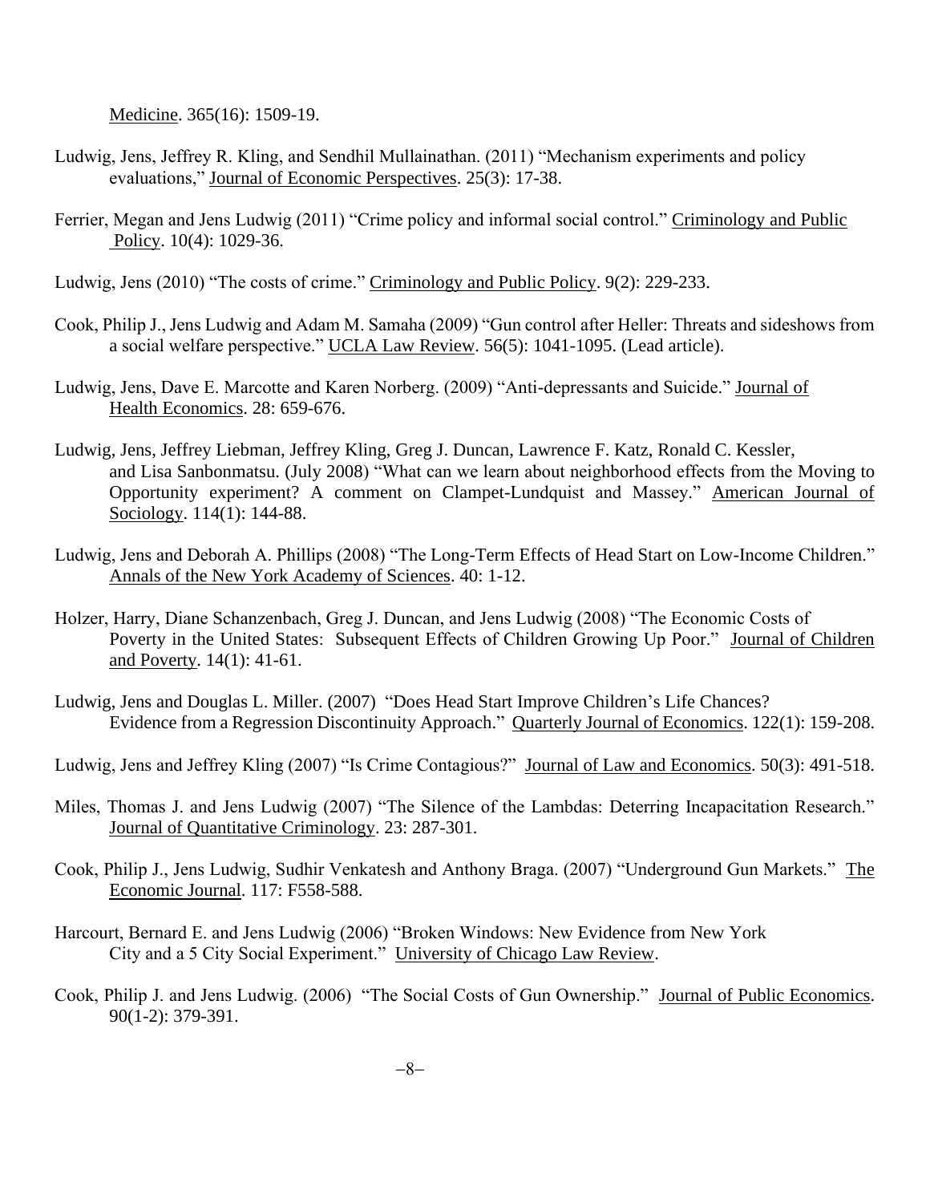Medicine. 365(16): 1509-19.

Ludwig, Jens, Jeffrey R. Kling, and Sendhil Mullainathan. (2011) "Mechanism experiments and policy evaluations," Journal of Economic Perspectives. 25(3): 17-38.

Ferrier, Megan and Jens Ludwig (2011) "Crime policy and informal social control." Criminology and Public Policy. 10(4): 1029-36.

Ludwig, Jens (2010) "The costs of crime." Criminology and Public Policy. 9(2): 229-233.

Cook, Philip J., Jens Ludwig and Adam M. Samaha (2009) "Gun control after Heller: Threats and sideshows from a social welfare perspective." UCLA Law Review. 56(5): 1041-1095. (Lead article).

Ludwig, Jens, Dave E. Marcotte and Karen Norberg. (2009) "Anti-depressants and Suicide." Journal of Health Economics. 28: 659-676.

Ludwig, Jens, Jeffrey Liebman, Jeffrey Kling, Greg J. Duncan, Lawrence F. Katz, Ronald C. Kessler, and Lisa Sanbonmatsu. (July 2008) "What can we learn about neighborhood effects from the Moving to Opportunity experiment? A comment on Clampet-Lundquist and Massey." American Journal of Sociology. 114(1): 144-88.

Ludwig, Jens and Deborah A. Phillips (2008) "The Long-Term Effects of Head Start on Low-Income Children." Annals of the New York Academy of Sciences. 40: 1-12.

Holzer, Harry, Diane Schanzenbach, Greg J. Duncan, and Jens Ludwig (2008) "The Economic Costs of Poverty in the United States: Subsequent Effects of Children Growing Up Poor." Journal of Children and Poverty. 14(1): 41-61.

Ludwig, Jens and Douglas L. Miller. (2007) "Does Head Start Improve Children's Life Chances? Evidence from a Regression Discontinuity Approach." Quarterly Journal of Economics. 122(1): 159-208.

Ludwig, Jens and Jeffrey Kling (2007) "Is Crime Contagious?" Journal of Law and Economics. 50(3): 491-518.

Miles, Thomas J. and Jens Ludwig (2007) "The Silence of the Lambdas: Deterring Incapacitation Research." Journal of Quantitative Criminology. 23: 287-301.

Cook, Philip J., Jens Ludwig, Sudhir Venkatesh and Anthony Braga. (2007) "Underground Gun Markets." The Economic Journal. 117: F558-588.

Harcourt, Bernard E. and Jens Ludwig (2006) "Broken Windows: New Evidence from New York City and a 5 City Social Experiment." University of Chicago Law Review.

Cook, Philip J. and Jens Ludwig. (2006) "The Social Costs of Gun Ownership." Journal of Public Economics. 90(1-2): 379-391.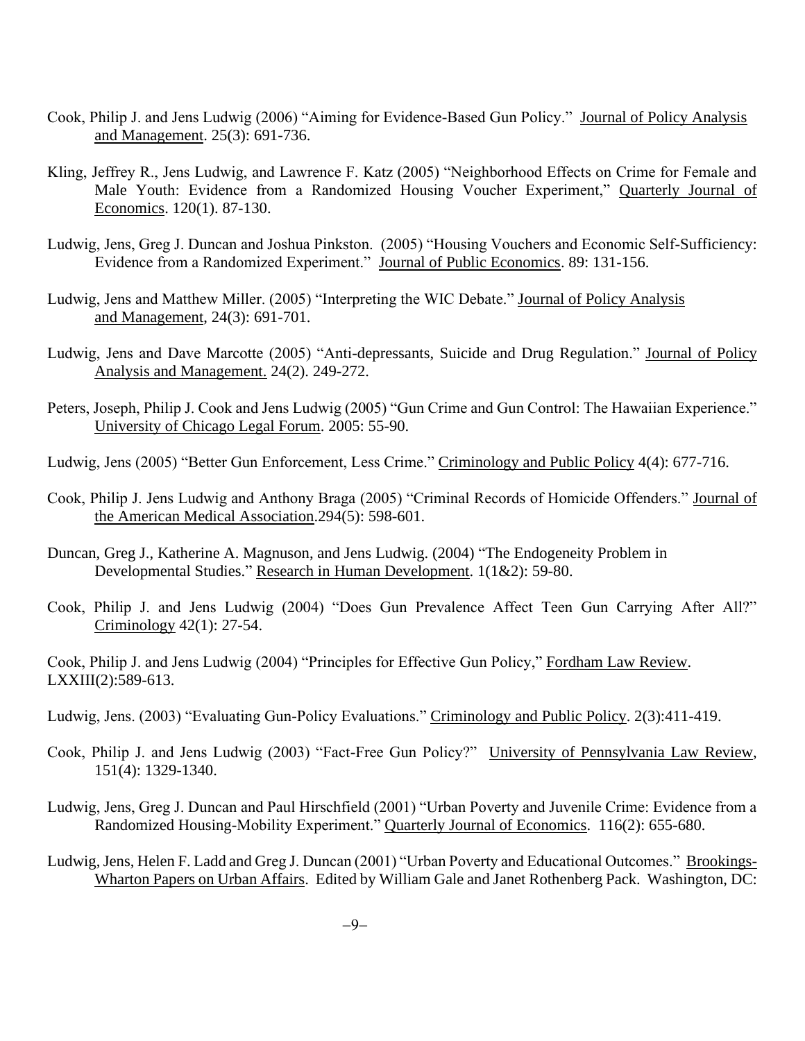Cook, Philip J. and Jens Ludwig (2006) "Aiming for Evidence-Based Gun Policy." Journal of Policy Analysis and Management. 25(3): 691-736.

Kling, Jeffrey R., Jens Ludwig, and Lawrence F. Katz (2005) "Neighborhood Effects on Crime for Female and Male Youth: Evidence from a Randomized Housing Voucher Experiment," Quarterly Journal of Economics. 120(1). 87-130.

Ludwig, Jens, Greg J. Duncan and Joshua Pinkston. (2005) "Housing Vouchers and Economic Self-Sufficiency: Evidence from a Randomized Experiment." Journal of Public Economics. 89: 131-156.

Ludwig, Jens and Matthew Miller. (2005) "Interpreting the WIC Debate." Journal of Policy Analysis and Management, 24(3): 691-701.

Ludwig, Jens and Dave Marcotte (2005) "Anti-depressants, Suicide and Drug Regulation." Journal of Policy Analysis and Management. 24(2). 249-272.

Peters, Joseph, Philip J. Cook and Jens Ludwig (2005) "Gun Crime and Gun Control: The Hawaiian Experience." University of Chicago Legal Forum. 2005: 55-90.

Ludwig, Jens (2005) "Better Gun Enforcement, Less Crime." Criminology and Public Policy 4(4): 677-716.

Cook, Philip J. Jens Ludwig and Anthony Braga (2005) "Criminal Records of Homicide Offenders." Journal of the American Medical Association.294(5): 598-601.

Duncan, Greg J., Katherine A. Magnuson, and Jens Ludwig. (2004) "The Endogeneity Problem in Developmental Studies." Research in Human Development. 1(1&2): 59-80.

Cook, Philip J. and Jens Ludwig (2004) "Does Gun Prevalence Affect Teen Gun Carrying After All?" Criminology 42(1): 27-54.

Cook, Philip J. and Jens Ludwig (2004) "Principles for Effective Gun Policy," Fordham Law Review. LXXIII(2):589-613.

Ludwig, Jens. (2003) "Evaluating Gun-Policy Evaluations." Criminology and Public Policy. 2(3):411-419.

Cook, Philip J. and Jens Ludwig (2003) "Fact-Free Gun Policy?" University of Pennsylvania Law Review, 151(4): 1329-1340.

Ludwig, Jens, Greg J. Duncan and Paul Hirschfield (2001) "Urban Poverty and Juvenile Crime: Evidence from a Randomized Housing-Mobility Experiment." Quarterly Journal of Economics. 116(2): 655-680.

Ludwig, Jens, Helen F. Ladd and Greg J. Duncan (2001) "Urban Poverty and Educational Outcomes." Brookings-Wharton Papers on Urban Affairs. Edited by William Gale and Janet Rothenberg Pack. Washington, DC: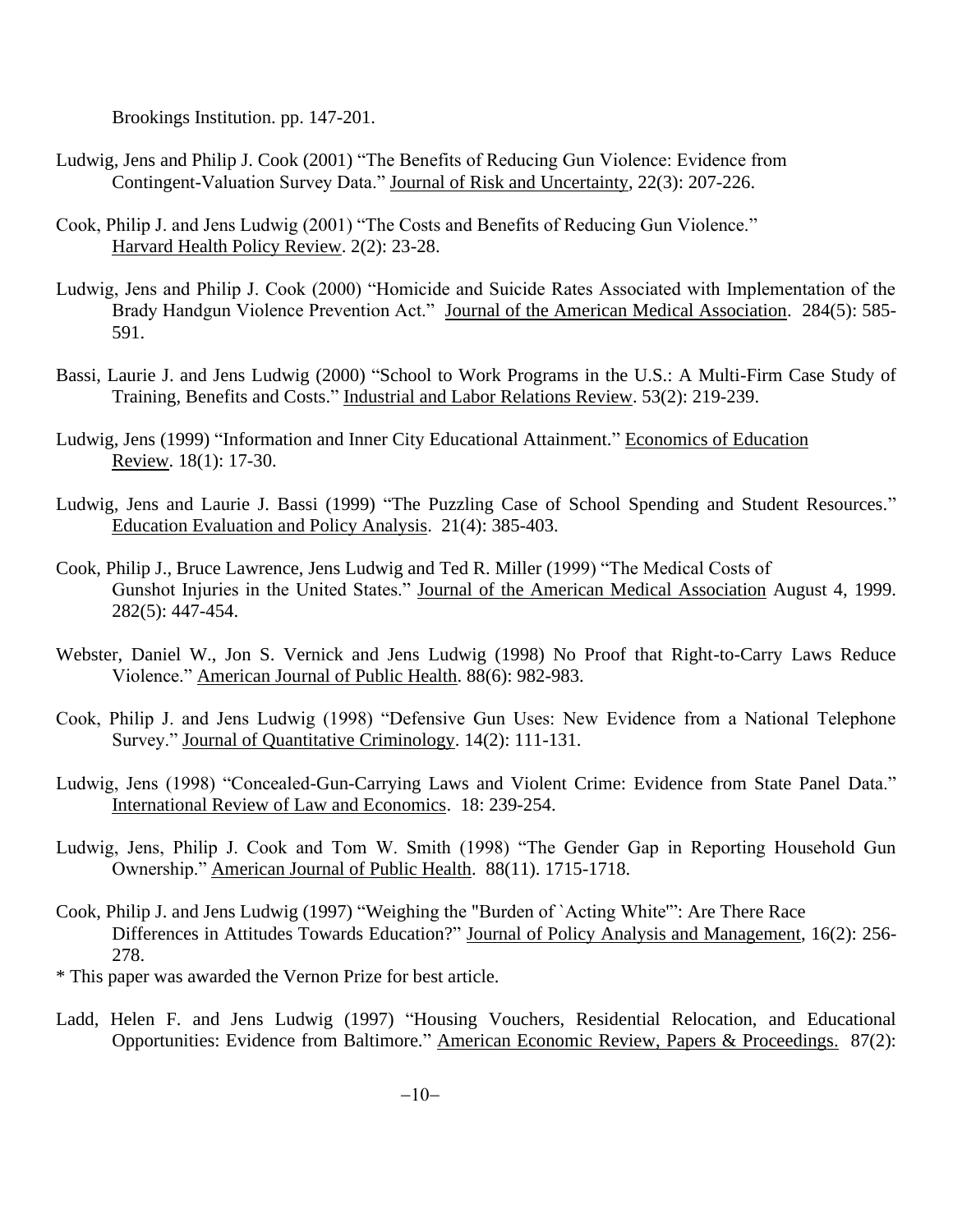Brookings Institution. pp. 147-201.

Ludwig, Jens and Philip J. Cook (2001) "The Benefits of Reducing Gun Violence: Evidence from Contingent-Valuation Survey Data." Journal of Risk and Uncertainty, 22(3): 207-226.

Cook, Philip J. and Jens Ludwig (2001) "The Costs and Benefits of Reducing Gun Violence." Harvard Health Policy Review. 2(2): 23-28.

Ludwig, Jens and Philip J. Cook (2000) "Homicide and Suicide Rates Associated with Implementation of the Brady Handgun Violence Prevention Act." Journal of the American Medical Association. 284(5): 585-591.

Bassi, Laurie J. and Jens Ludwig (2000) "School to Work Programs in the U.S.: A Multi-Firm Case Study of Training, Benefits and Costs." Industrial and Labor Relations Review. 53(2): 219-239.

Ludwig, Jens (1999) "Information and Inner City Educational Attainment." Economics of Education Review. 18(1): 17-30.

Ludwig, Jens and Laurie J. Bassi (1999) "The Puzzling Case of School Spending and Student Resources." Education Evaluation and Policy Analysis. 21(4): 385-403.

Cook, Philip J., Bruce Lawrence, Jens Ludwig and Ted R. Miller (1999) "The Medical Costs of Gunshot Injuries in the United States." Journal of the American Medical Association August 4, 1999. 282(5): 447-454.

Webster, Daniel W., Jon S. Vernick and Jens Ludwig (1998) No Proof that Right-to-Carry Laws Reduce Violence." American Journal of Public Health. 88(6): 982-983.

Cook, Philip J. and Jens Ludwig (1998) "Defensive Gun Uses: New Evidence from a National Telephone Survey." Journal of Quantitative Criminology. 14(2): 111-131.

Ludwig, Jens (1998) "Concealed-Gun-Carrying Laws and Violent Crime: Evidence from State Panel Data." International Review of Law and Economics. 18: 239-254.

Ludwig, Jens, Philip J. Cook and Tom W. Smith (1998) "The Gender Gap in Reporting Household Gun Ownership." American Journal of Public Health. 88(11). 1715-1718.

Cook, Philip J. and Jens Ludwig (1997) "Weighing the "Burden of `Acting White'": Are There Race Differences in Attitudes Towards Education?" Journal of Policy Analysis and Management, 16(2): 256-278.

* This paper was awarded the Vernon Prize for best article.

Ladd, Helen F. and Jens Ludwig (1997) "Housing Vouchers, Residential Relocation, and Educational Opportunities: Evidence from Baltimore." American Economic Review, Papers & Proceedings. 87(2):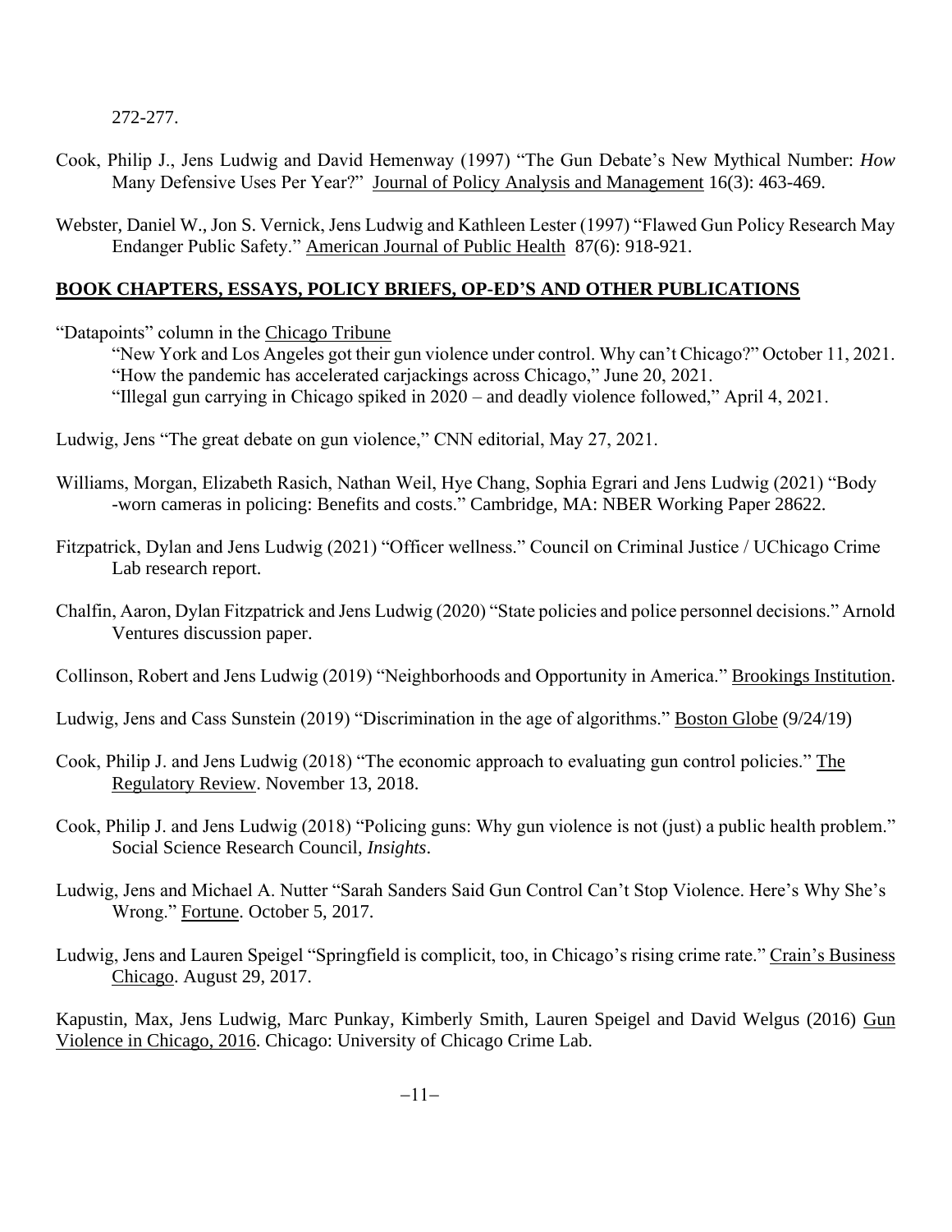272-277.

Cook, Philip J., Jens Ludwig and David Hemenway (1997) "The Gun Debate's New Mythical Number: *How* Many Defensive Uses Per Year?" Journal of Policy Analysis and Management 16(3): 463-469.

Webster, Daniel W., Jon S. Vernick, Jens Ludwig and Kathleen Lester (1997) "Flawed Gun Policy Research May Endanger Public Safety." American Journal of Public Health 87(6): 918-921.

## BOOK CHAPTERS, ESSAYS, POLICY BRIEFS, OP-ED'S AND OTHER PUBLICATIONS

"Datapoints" column in the Chicago Tribune

"New York and Los Angeles got their gun violence under control. Why can't Chicago?" October 11, 2021.
"How the pandemic has accelerated carjackings across Chicago," June 20, 2021.
"Illegal gun carrying in Chicago spiked in 2020 – and deadly violence followed," April 4, 2021.

Ludwig, Jens "The great debate on gun violence," CNN editorial, May 27, 2021.

Williams, Morgan, Elizabeth Rasich, Nathan Weil, Hye Chang, Sophia Egrari and Jens Ludwig (2021) "Body -worn cameras in policing: Benefits and costs." Cambridge, MA: NBER Working Paper 28622.

Fitzpatrick, Dylan and Jens Ludwig (2021) "Officer wellness." Council on Criminal Justice / UChicago Crime Lab research report.

Chalfin, Aaron, Dylan Fitzpatrick and Jens Ludwig (2020) "State policies and police personnel decisions." Arnold Ventures discussion paper.

Collinson, Robert and Jens Ludwig (2019) "Neighborhoods and Opportunity in America." Brookings Institution.

Ludwig, Jens and Cass Sunstein (2019) "Discrimination in the age of algorithms." Boston Globe (9/24/19)

Cook, Philip J. and Jens Ludwig (2018) "The economic approach to evaluating gun control policies." The Regulatory Review. November 13, 2018.

Cook, Philip J. and Jens Ludwig (2018) "Policing guns: Why gun violence is not (just) a public health problem." Social Science Research Council, *Insights*.

Ludwig, Jens and Michael A. Nutter "Sarah Sanders Said Gun Control Can't Stop Violence. Here's Why She's Wrong." Fortune. October 5, 2017.

Ludwig, Jens and Lauren Speigel "Springfield is complicit, too, in Chicago's rising crime rate." Crain's Business Chicago. August 29, 2017.

Kapustin, Max, Jens Ludwig, Marc Punkay, Kimberly Smith, Lauren Speigel and David Welgus (2016) Gun Violence in Chicago, 2016. Chicago: University of Chicago Crime Lab.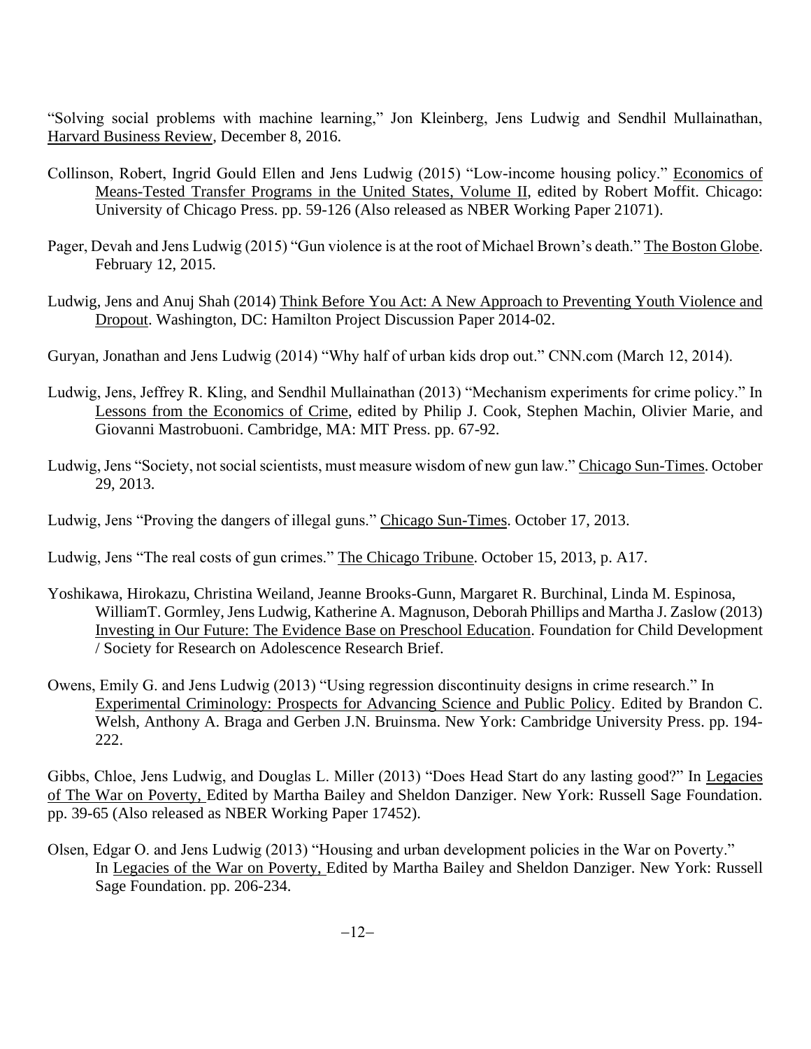"Solving social problems with machine learning," Jon Kleinberg, Jens Ludwig and Sendhil Mullainathan, Harvard Business Review, December 8, 2016.

Collinson, Robert, Ingrid Gould Ellen and Jens Ludwig (2015) "Low-income housing policy." Economics of Means-Tested Transfer Programs in the United States, Volume II, edited by Robert Moffit. Chicago: University of Chicago Press. pp. 59-126 (Also released as NBER Working Paper 21071).

Pager, Devah and Jens Ludwig (2015) "Gun violence is at the root of Michael Brown's death." The Boston Globe. February 12, 2015.

Ludwig, Jens and Anuj Shah (2014) Think Before You Act: A New Approach to Preventing Youth Violence and Dropout. Washington, DC: Hamilton Project Discussion Paper 2014-02.

Guryan, Jonathan and Jens Ludwig (2014) "Why half of urban kids drop out." CNN.com (March 12, 2014).

Ludwig, Jens, Jeffrey R. Kling, and Sendhil Mullainathan (2013) "Mechanism experiments for crime policy." In Lessons from the Economics of Crime, edited by Philip J. Cook, Stephen Machin, Olivier Marie, and Giovanni Mastrobuoni. Cambridge, MA: MIT Press. pp. 67-92.

Ludwig, Jens "Society, not social scientists, must measure wisdom of new gun law." Chicago Sun-Times. October 29, 2013.

Ludwig, Jens "Proving the dangers of illegal guns." Chicago Sun-Times. October 17, 2013.

Ludwig, Jens "The real costs of gun crimes." The Chicago Tribune. October 15, 2013, p. A17.

Yoshikawa, Hirokazu, Christina Weiland, Jeanne Brooks-Gunn, Margaret R. Burchinal, Linda M. Espinosa, WilliamT. Gormley, Jens Ludwig, Katherine A. Magnuson, Deborah Phillips and Martha J. Zaslow (2013) Investing in Our Future: The Evidence Base on Preschool Education. Foundation for Child Development / Society for Research on Adolescence Research Brief.

Owens, Emily G. and Jens Ludwig (2013) "Using regression discontinuity designs in crime research." In Experimental Criminology: Prospects for Advancing Science and Public Policy. Edited by Brandon C. Welsh, Anthony A. Braga and Gerben J.N. Bruinsma. New York: Cambridge University Press. pp. 194-222.

Gibbs, Chloe, Jens Ludwig, and Douglas L. Miller (2013) "Does Head Start do any lasting good?" In Legacies of The War on Poverty, Edited by Martha Bailey and Sheldon Danziger. New York: Russell Sage Foundation. pp. 39-65 (Also released as NBER Working Paper 17452).

Olsen, Edgar O. and Jens Ludwig (2013) "Housing and urban development policies in the War on Poverty." In Legacies of the War on Poverty, Edited by Martha Bailey and Sheldon Danziger. New York: Russell Sage Foundation. pp. 206-234.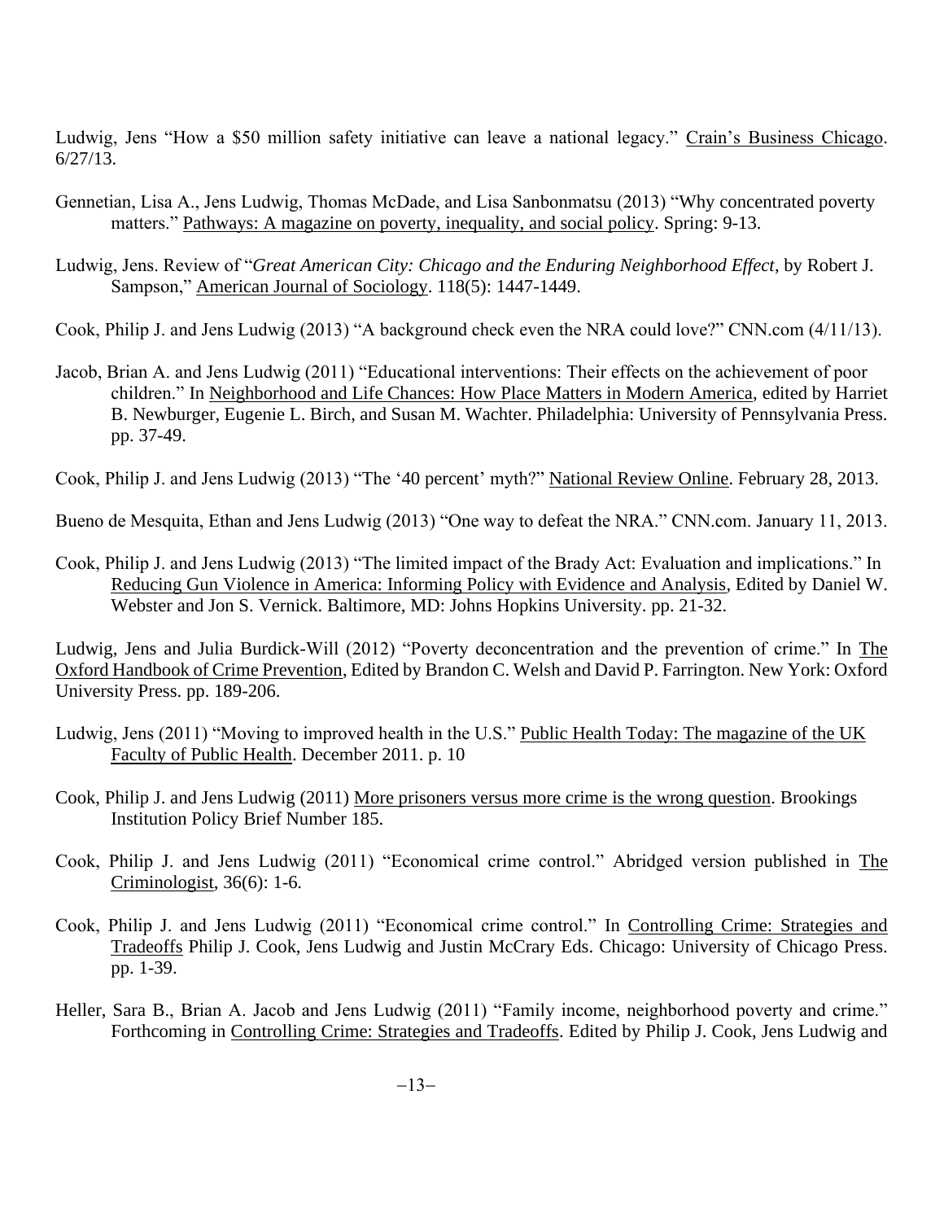Ludwig, Jens "How a $50 million safety initiative can leave a national legacy." Crain's Business Chicago. 6/27/13.

Gennetian, Lisa A., Jens Ludwig, Thomas McDade, and Lisa Sanbonmatsu (2013) "Why concentrated poverty matters." Pathways: A magazine on poverty, inequality, and social policy. Spring: 9-13.

Ludwig, Jens. Review of "*Great American City: Chicago and the Enduring Neighborhood Effect*, by Robert J. Sampson," American Journal of Sociology. 118(5): 1447-1449.

Cook, Philip J. and Jens Ludwig (2013) "A background check even the NRA could love?" CNN.com (4/11/13).

Jacob, Brian A. and Jens Ludwig (2011) "Educational interventions: Their effects on the achievement of poor children." In Neighborhood and Life Chances: How Place Matters in Modern America, edited by Harriet B. Newburger, Eugenie L. Birch, and Susan M. Wachter. Philadelphia: University of Pennsylvania Press. pp. 37-49.

Cook, Philip J. and Jens Ludwig (2013) "The '40 percent' myth?" National Review Online. February 28, 2013.

Bueno de Mesquita, Ethan and Jens Ludwig (2013) "One way to defeat the NRA." CNN.com. January 11, 2013.

Cook, Philip J. and Jens Ludwig (2013) "The limited impact of the Brady Act: Evaluation and implications." In Reducing Gun Violence in America: Informing Policy with Evidence and Analysis, Edited by Daniel W. Webster and Jon S. Vernick. Baltimore, MD: Johns Hopkins University. pp. 21-32.

Ludwig, Jens and Julia Burdick-Will (2012) "Poverty deconcentration and the prevention of crime." In The Oxford Handbook of Crime Prevention, Edited by Brandon C. Welsh and David P. Farrington. New York: Oxford University Press. pp. 189-206.

Ludwig, Jens (2011) "Moving to improved health in the U.S." Public Health Today: The magazine of the UK Faculty of Public Health. December 2011. p. 10

Cook, Philip J. and Jens Ludwig (2011) More prisoners versus more crime is the wrong question. Brookings Institution Policy Brief Number 185.

Cook, Philip J. and Jens Ludwig (2011) "Economical crime control." Abridged version published in The Criminologist, 36(6): 1-6.

Cook, Philip J. and Jens Ludwig (2011) "Economical crime control." In Controlling Crime: Strategies and Tradeoffs Philip J. Cook, Jens Ludwig and Justin McCrary Eds. Chicago: University of Chicago Press. pp. 1-39.

Heller, Sara B., Brian A. Jacob and Jens Ludwig (2011) "Family income, neighborhood poverty and crime." Forthcoming in Controlling Crime: Strategies and Tradeoffs. Edited by Philip J. Cook, Jens Ludwig and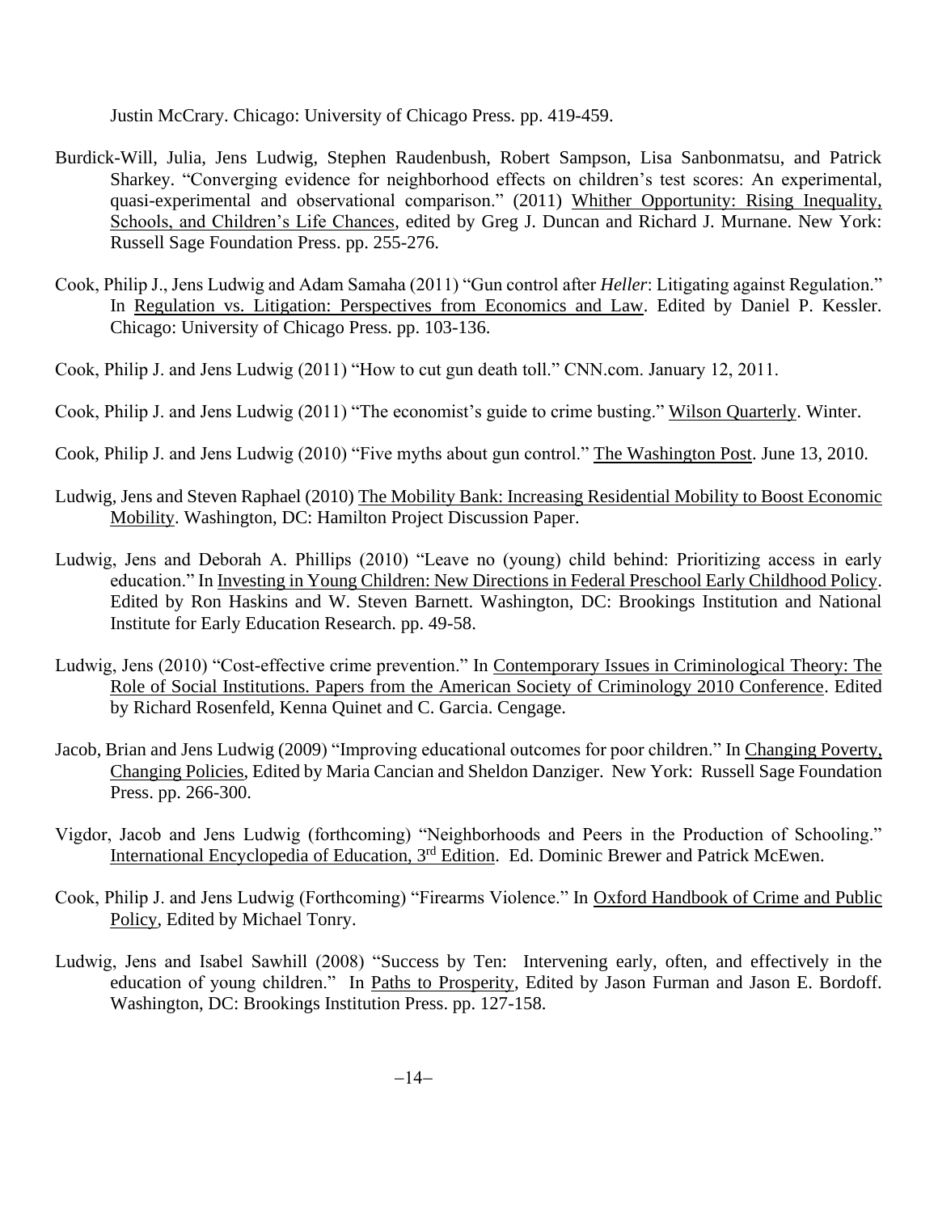Justin McCrary. Chicago: University of Chicago Press. pp. 419-459.

Burdick-Will, Julia, Jens Ludwig, Stephen Raudenbush, Robert Sampson, Lisa Sanbonmatsu, and Patrick Sharkey. "Converging evidence for neighborhood effects on children's test scores: An experimental, quasi-experimental and observational comparison." (2011) Whither Opportunity: Rising Inequality, Schools, and Children's Life Chances, edited by Greg J. Duncan and Richard J. Murnane. New York: Russell Sage Foundation Press. pp. 255-276.

Cook, Philip J., Jens Ludwig and Adam Samaha (2011) "Gun control after *Heller*: Litigating against Regulation." In Regulation vs. Litigation: Perspectives from Economics and Law. Edited by Daniel P. Kessler. Chicago: University of Chicago Press. pp. 103-136.

Cook, Philip J. and Jens Ludwig (2011) "How to cut gun death toll." CNN.com. January 12, 2011.

Cook, Philip J. and Jens Ludwig (2011) "The economist's guide to crime busting." Wilson Quarterly. Winter.

Cook, Philip J. and Jens Ludwig (2010) "Five myths about gun control." The Washington Post. June 13, 2010.

Ludwig, Jens and Steven Raphael (2010) The Mobility Bank: Increasing Residential Mobility to Boost Economic Mobility. Washington, DC: Hamilton Project Discussion Paper.

Ludwig, Jens and Deborah A. Phillips (2010) "Leave no (young) child behind: Prioritizing access in early education." In Investing in Young Children: New Directions in Federal Preschool Early Childhood Policy. Edited by Ron Haskins and W. Steven Barnett. Washington, DC: Brookings Institution and National Institute for Early Education Research. pp. 49-58.

Ludwig, Jens (2010) "Cost-effective crime prevention." In Contemporary Issues in Criminological Theory: The Role of Social Institutions. Papers from the American Society of Criminology 2010 Conference. Edited by Richard Rosenfeld, Kenna Quinet and C. Garcia. Cengage.

Jacob, Brian and Jens Ludwig (2009) "Improving educational outcomes for poor children." In Changing Poverty, Changing Policies, Edited by Maria Cancian and Sheldon Danziger. New York: Russell Sage Foundation Press. pp. 266-300.

Vigdor, Jacob and Jens Ludwig (forthcoming) "Neighborhoods and Peers in the Production of Schooling." International Encyclopedia of Education, 3rd Edition. Ed. Dominic Brewer and Patrick McEwen.

Cook, Philip J. and Jens Ludwig (Forthcoming) "Firearms Violence." In Oxford Handbook of Crime and Public Policy, Edited by Michael Tonry.

Ludwig, Jens and Isabel Sawhill (2008) "Success by Ten: Intervening early, often, and effectively in the education of young children." In Paths to Prosperity, Edited by Jason Furman and Jason E. Bordoff. Washington, DC: Brookings Institution Press. pp. 127-158.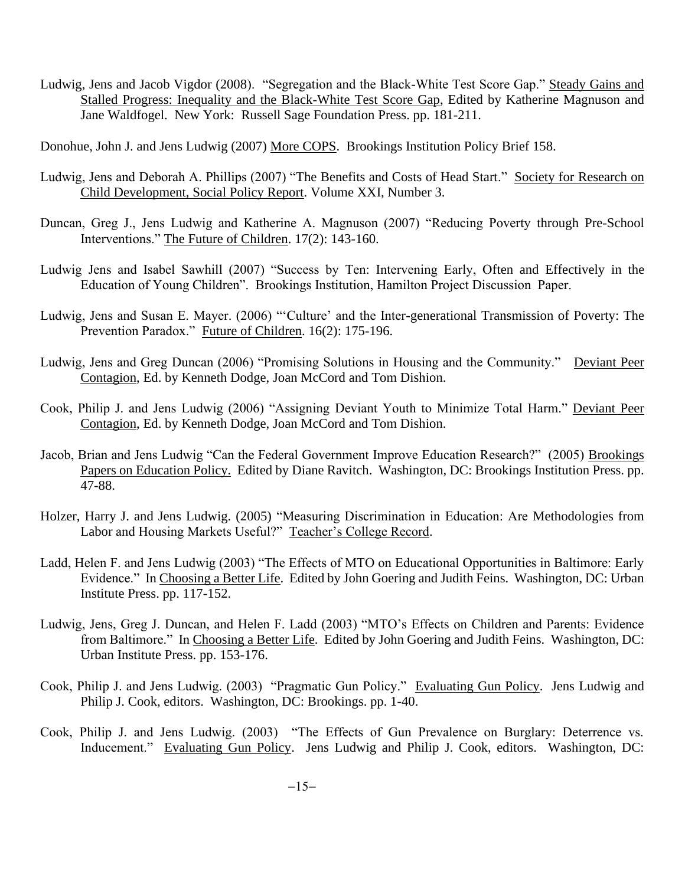Ludwig, Jens and Jacob Vigdor (2008). "Segregation and the Black-White Test Score Gap." Steady Gains and Stalled Progress: Inequality and the Black-White Test Score Gap, Edited by Katherine Magnuson and Jane Waldfogel. New York: Russell Sage Foundation Press. pp. 181-211.

Donohue, John J. and Jens Ludwig (2007) More COPS. Brookings Institution Policy Brief 158.

Ludwig, Jens and Deborah A. Phillips (2007) "The Benefits and Costs of Head Start." Society for Research on Child Development, Social Policy Report. Volume XXI, Number 3.

Duncan, Greg J., Jens Ludwig and Katherine A. Magnuson (2007) "Reducing Poverty through Pre-School Interventions." The Future of Children. 17(2): 143-160.

Ludwig Jens and Isabel Sawhill (2007) "Success by Ten: Intervening Early, Often and Effectively in the Education of Young Children". Brookings Institution, Hamilton Project Discussion Paper.

Ludwig, Jens and Susan E. Mayer. (2006) "'Culture' and the Inter-generational Transmission of Poverty: The Prevention Paradox." Future of Children. 16(2): 175-196.

Ludwig, Jens and Greg Duncan (2006) "Promising Solutions in Housing and the Community." Deviant Peer Contagion, Ed. by Kenneth Dodge, Joan McCord and Tom Dishion.

Cook, Philip J. and Jens Ludwig (2006) "Assigning Deviant Youth to Minimize Total Harm." Deviant Peer Contagion, Ed. by Kenneth Dodge, Joan McCord and Tom Dishion.

Jacob, Brian and Jens Ludwig "Can the Federal Government Improve Education Research?" (2005) Brookings Papers on Education Policy. Edited by Diane Ravitch. Washington, DC: Brookings Institution Press. pp. 47-88.

Holzer, Harry J. and Jens Ludwig. (2005) "Measuring Discrimination in Education: Are Methodologies from Labor and Housing Markets Useful?" Teacher's College Record.

Ladd, Helen F. and Jens Ludwig (2003) "The Effects of MTO on Educational Opportunities in Baltimore: Early Evidence." In Choosing a Better Life. Edited by John Goering and Judith Feins. Washington, DC: Urban Institute Press. pp. 117-152.

Ludwig, Jens, Greg J. Duncan, and Helen F. Ladd (2003) "MTO's Effects on Children and Parents: Evidence from Baltimore." In Choosing a Better Life. Edited by John Goering and Judith Feins. Washington, DC: Urban Institute Press. pp. 153-176.

Cook, Philip J. and Jens Ludwig. (2003) "Pragmatic Gun Policy." Evaluating Gun Policy. Jens Ludwig and Philip J. Cook, editors. Washington, DC: Brookings. pp. 1-40.

Cook, Philip J. and Jens Ludwig. (2003) "The Effects of Gun Prevalence on Burglary: Deterrence vs. Inducement." Evaluating Gun Policy. Jens Ludwig and Philip J. Cook, editors. Washington, DC: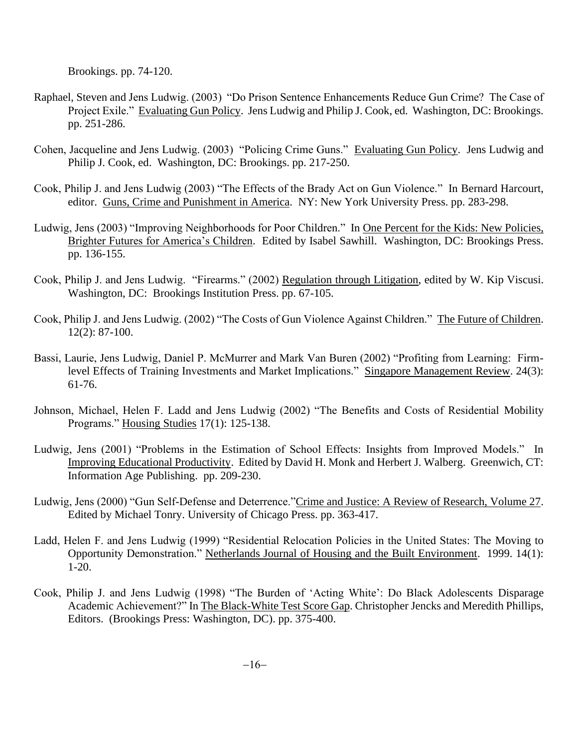Brookings. pp. 74-120.

Raphael, Steven and Jens Ludwig. (2003) "Do Prison Sentence Enhancements Reduce Gun Crime? The Case of Project Exile." Evaluating Gun Policy. Jens Ludwig and Philip J. Cook, ed. Washington, DC: Brookings. pp. 251-286.

Cohen, Jacqueline and Jens Ludwig. (2003) "Policing Crime Guns." Evaluating Gun Policy. Jens Ludwig and Philip J. Cook, ed. Washington, DC: Brookings. pp. 217-250.

Cook, Philip J. and Jens Ludwig (2003) "The Effects of the Brady Act on Gun Violence." In Bernard Harcourt, editor. Guns, Crime and Punishment in America. NY: New York University Press. pp. 283-298.

Ludwig, Jens (2003) "Improving Neighborhoods for Poor Children." In One Percent for the Kids: New Policies, Brighter Futures for America's Children. Edited by Isabel Sawhill. Washington, DC: Brookings Press. pp. 136-155.

Cook, Philip J. and Jens Ludwig. "Firearms." (2002) Regulation through Litigation, edited by W. Kip Viscusi. Washington, DC: Brookings Institution Press. pp. 67-105.

Cook, Philip J. and Jens Ludwig. (2002) "The Costs of Gun Violence Against Children." The Future of Children. 12(2): 87-100.

Bassi, Laurie, Jens Ludwig, Daniel P. McMurrer and Mark Van Buren (2002) "Profiting from Learning: Firm-level Effects of Training Investments and Market Implications." Singapore Management Review. 24(3): 61-76.

Johnson, Michael, Helen F. Ladd and Jens Ludwig (2002) "The Benefits and Costs of Residential Mobility Programs." Housing Studies 17(1): 125-138.

Ludwig, Jens (2001) "Problems in the Estimation of School Effects: Insights from Improved Models." In Improving Educational Productivity. Edited by David H. Monk and Herbert J. Walberg. Greenwich, CT: Information Age Publishing. pp. 209-230.

Ludwig, Jens (2000) "Gun Self-Defense and Deterrence." Crime and Justice: A Review of Research, Volume 27. Edited by Michael Tonry. University of Chicago Press. pp. 363-417.

Ladd, Helen F. and Jens Ludwig (1999) "Residential Relocation Policies in the United States: The Moving to Opportunity Demonstration." Netherlands Journal of Housing and the Built Environment. 1999. 14(1): 1-20.

Cook, Philip J. and Jens Ludwig (1998) "The Burden of 'Acting White': Do Black Adolescents Disparage Academic Achievement?" In The Black-White Test Score Gap. Christopher Jencks and Meredith Phillips, Editors. (Brookings Press: Washington, DC). pp. 375-400.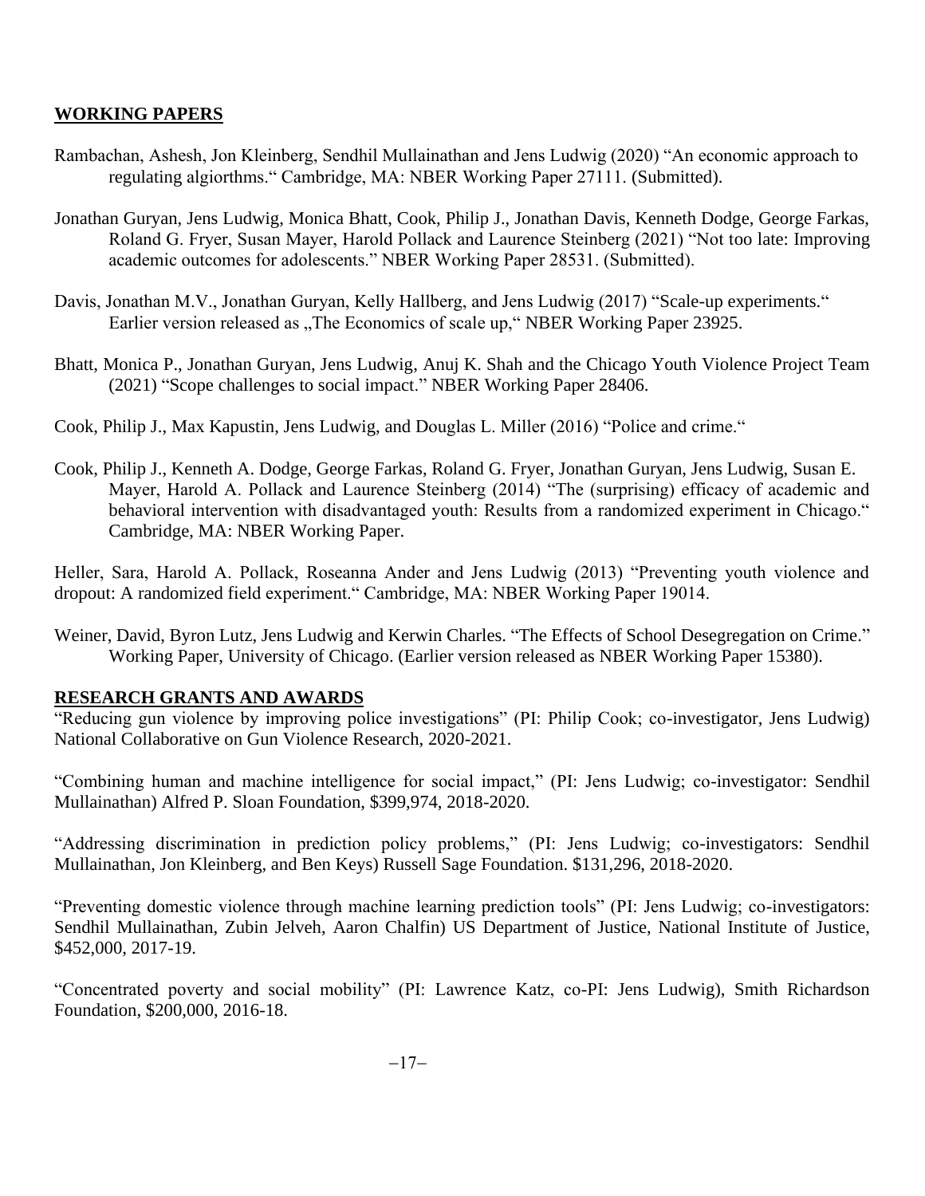## WORKING PAPERS

Rambachan, Ashesh, Jon Kleinberg, Sendhil Mullainathan and Jens Ludwig (2020) "An economic approach to regulating algiorthms." Cambridge, MA: NBER Working Paper 27111. (Submitted).

Jonathan Guryan, Jens Ludwig, Monica Bhatt, Cook, Philip J., Jonathan Davis, Kenneth Dodge, George Farkas, Roland G. Fryer, Susan Mayer, Harold Pollack and Laurence Steinberg (2021) "Not too late: Improving academic outcomes for adolescents." NBER Working Paper 28531. (Submitted).

Davis, Jonathan M.V., Jonathan Guryan, Kelly Hallberg, and Jens Ludwig (2017) "Scale-up experiments." Earlier version released as „The Economics of scale up," NBER Working Paper 23925.

Bhatt, Monica P., Jonathan Guryan, Jens Ludwig, Anuj K. Shah and the Chicago Youth Violence Project Team (2021) "Scope challenges to social impact." NBER Working Paper 28406.

Cook, Philip J., Max Kapustin, Jens Ludwig, and Douglas L. Miller (2016) "Police and crime."

Cook, Philip J., Kenneth A. Dodge, George Farkas, Roland G. Fryer, Jonathan Guryan, Jens Ludwig, Susan E. Mayer, Harold A. Pollack and Laurence Steinberg (2014) "The (surprising) efficacy of academic and behavioral intervention with disadvantaged youth: Results from a randomized experiment in Chicago." Cambridge, MA: NBER Working Paper.

Heller, Sara, Harold A. Pollack, Roseanna Ander and Jens Ludwig (2013) "Preventing youth violence and dropout: A randomized field experiment." Cambridge, MA: NBER Working Paper 19014.

Weiner, David, Byron Lutz, Jens Ludwig and Kerwin Charles. "The Effects of School Desegregation on Crime." Working Paper, University of Chicago. (Earlier version released as NBER Working Paper 15380).

## RESEARCH GRANTS AND AWARDS

"Reducing gun violence by improving police investigations" (PI: Philip Cook; co-investigator, Jens Ludwig) National Collaborative on Gun Violence Research, 2020-2021.

"Combining human and machine intelligence for social impact," (PI: Jens Ludwig; co-investigator: Sendhil Mullainathan) Alfred P. Sloan Foundation, $399,974, 2018-2020.

"Addressing discrimination in prediction policy problems," (PI: Jens Ludwig; co-investigators: Sendhil Mullainathan, Jon Kleinberg, and Ben Keys) Russell Sage Foundation. $131,296, 2018-2020.

"Preventing domestic violence through machine learning prediction tools" (PI: Jens Ludwig; co-investigators: Sendhil Mullainathan, Zubin Jelveh, Aaron Chalfin) US Department of Justice, National Institute of Justice, $452,000, 2017-19.

"Concentrated poverty and social mobility" (PI: Lawrence Katz, co-PI: Jens Ludwig), Smith Richardson Foundation, $200,000, 2016-18.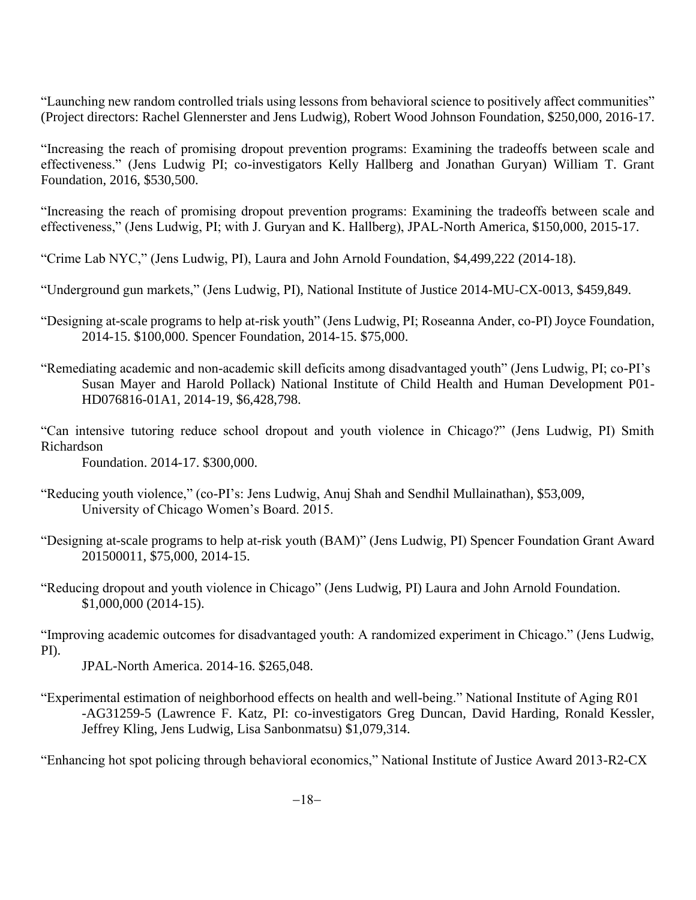"Launching new random controlled trials using lessons from behavioral science to positively affect communities" (Project directors: Rachel Glennerster and Jens Ludwig), Robert Wood Johnson Foundation, $250,000, 2016-17.

"Increasing the reach of promising dropout prevention programs: Examining the tradeoffs between scale and effectiveness." (Jens Ludwig PI; co-investigators Kelly Hallberg and Jonathan Guryan) William T. Grant Foundation, 2016, $530,500.

"Increasing the reach of promising dropout prevention programs: Examining the tradeoffs between scale and effectiveness," (Jens Ludwig, PI; with J. Guryan and K. Hallberg), JPAL-North America, $150,000, 2015-17.

"Crime Lab NYC," (Jens Ludwig, PI), Laura and John Arnold Foundation, $4,499,222 (2014-18).

"Underground gun markets," (Jens Ludwig, PI), National Institute of Justice 2014-MU-CX-0013, $459,849.

"Designing at-scale programs to help at-risk youth" (Jens Ludwig, PI; Roseanna Ander, co-PI) Joyce Foundation, 2014-15. $100,000. Spencer Foundation, 2014-15. $75,000.

"Remediating academic and non-academic skill deficits among disadvantaged youth" (Jens Ludwig, PI; co-PI's Susan Mayer and Harold Pollack) National Institute of Child Health and Human Development P01-HD076816-01A1, 2014-19, $6,428,798.

"Can intensive tutoring reduce school dropout and youth violence in Chicago?" (Jens Ludwig, PI) Smith Richardson Foundation. 2014-17. $300,000.

"Reducing youth violence," (co-PI's: Jens Ludwig, Anuj Shah and Sendhil Mullainathan), $53,009, University of Chicago Women's Board. 2015.

"Designing at-scale programs to help at-risk youth (BAM)" (Jens Ludwig, PI) Spencer Foundation Grant Award 201500011, $75,000, 2014-15.

"Reducing dropout and youth violence in Chicago" (Jens Ludwig, PI) Laura and John Arnold Foundation. $1,000,000 (2014-15).

"Improving academic outcomes for disadvantaged youth: A randomized experiment in Chicago." (Jens Ludwig, PI). JPAL-North America. 2014-16. $265,048.

"Experimental estimation of neighborhood effects on health and well-being." National Institute of Aging R01 -AG31259-5 (Lawrence F. Katz, PI: co-investigators Greg Duncan, David Harding, Ronald Kessler, Jeffrey Kling, Jens Ludwig, Lisa Sanbonmatsu) $1,079,314.

"Enhancing hot spot policing through behavioral economics," National Institute of Justice Award 2013-R2-CX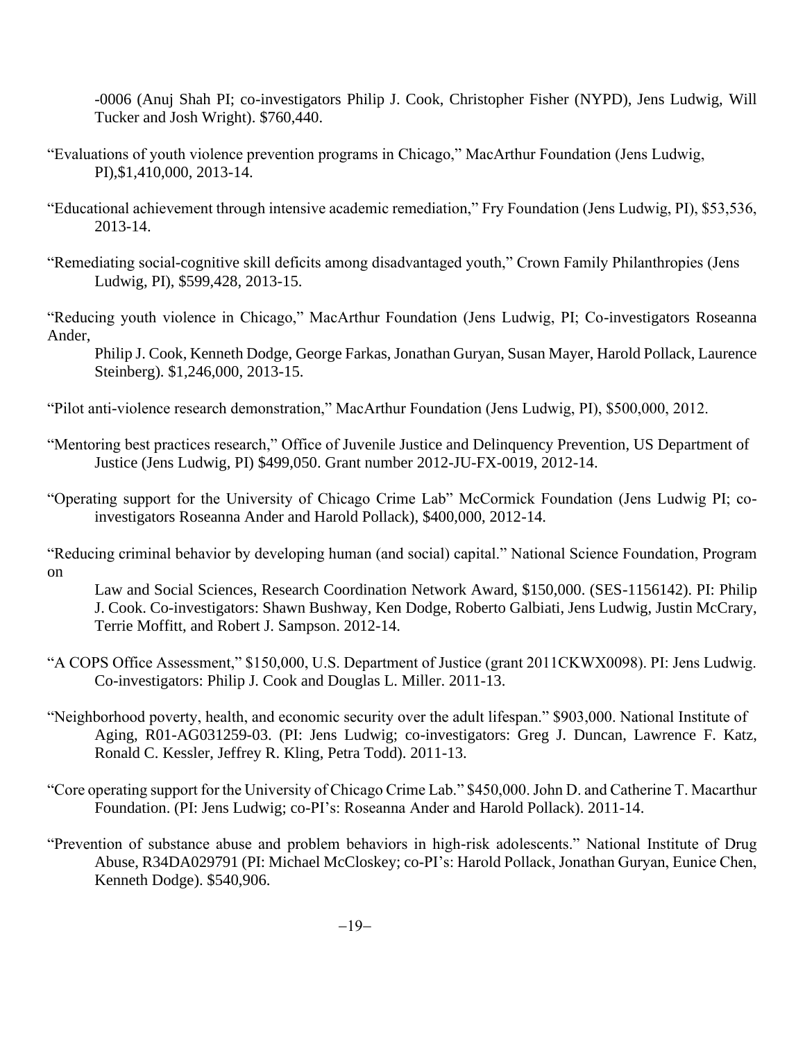-0006 (Anuj Shah PI; co-investigators Philip J. Cook, Christopher Fisher (NYPD), Jens Ludwig, Will Tucker and Josh Wright). $760,440.

"Evaluations of youth violence prevention programs in Chicago," MacArthur Foundation (Jens Ludwig, PI),$1,410,000, 2013-14.

"Educational achievement through intensive academic remediation," Fry Foundation (Jens Ludwig, PI), $53,536, 2013-14.

"Remediating social-cognitive skill deficits among disadvantaged youth," Crown Family Philanthropies (Jens Ludwig, PI), $599,428, 2013-15.

"Reducing youth violence in Chicago," MacArthur Foundation (Jens Ludwig, PI; Co-investigators Roseanna Ander, Philip J. Cook, Kenneth Dodge, George Farkas, Jonathan Guryan, Susan Mayer, Harold Pollack, Laurence Steinberg). $1,246,000, 2013-15.

"Pilot anti-violence research demonstration," MacArthur Foundation (Jens Ludwig, PI), $500,000, 2012.

"Mentoring best practices research," Office of Juvenile Justice and Delinquency Prevention, US Department of Justice (Jens Ludwig, PI) $499,050. Grant number 2012-JU-FX-0019, 2012-14.

"Operating support for the University of Chicago Crime Lab" McCormick Foundation (Jens Ludwig PI; co-investigators Roseanna Ander and Harold Pollack), $400,000, 2012-14.

"Reducing criminal behavior by developing human (and social) capital." National Science Foundation, Program on Law and Social Sciences, Research Coordination Network Award, $150,000. (SES-1156142). PI: Philip J. Cook. Co-investigators: Shawn Bushway, Ken Dodge, Roberto Galbiati, Jens Ludwig, Justin McCrary, Terrie Moffitt, and Robert J. Sampson. 2012-14.

"A COPS Office Assessment," $150,000, U.S. Department of Justice (grant 2011CKWX0098). PI: Jens Ludwig. Co-investigators: Philip J. Cook and Douglas L. Miller. 2011-13.

"Neighborhood poverty, health, and economic security over the adult lifespan." $903,000. National Institute of Aging, R01-AG031259-03. (PI: Jens Ludwig; co-investigators: Greg J. Duncan, Lawrence F. Katz, Ronald C. Kessler, Jeffrey R. Kling, Petra Todd). 2011-13.

"Core operating support for the University of Chicago Crime Lab." $450,000. John D. and Catherine T. Macarthur Foundation. (PI: Jens Ludwig; co-PI's: Roseanna Ander and Harold Pollack). 2011-14.

"Prevention of substance abuse and problem behaviors in high-risk adolescents." National Institute of Drug Abuse, R34DA029791 (PI: Michael McCloskey; co-PI's: Harold Pollack, Jonathan Guryan, Eunice Chen, Kenneth Dodge). $540,906.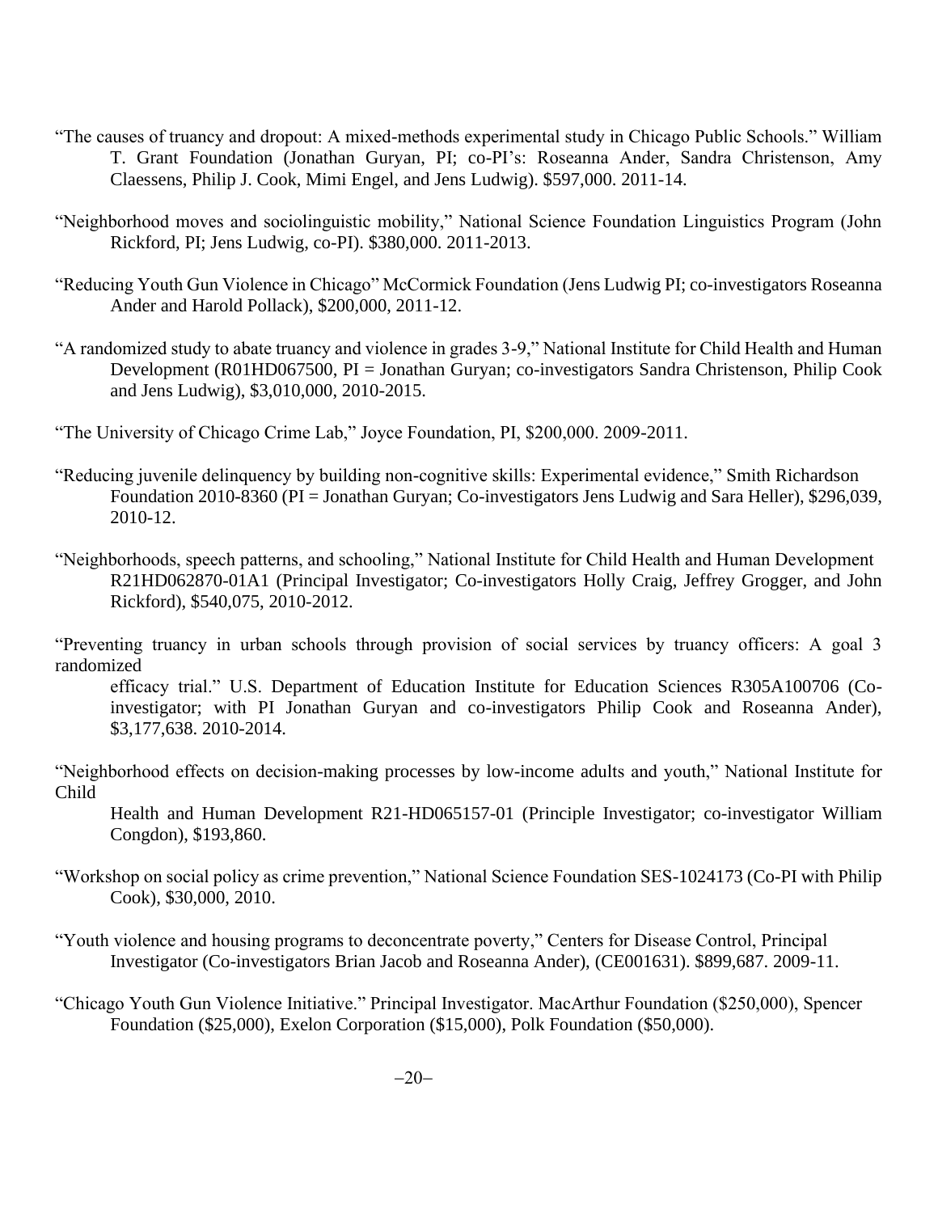"The causes of truancy and dropout: A mixed-methods experimental study in Chicago Public Schools." William T. Grant Foundation (Jonathan Guryan, PI; co-PI's: Roseanna Ander, Sandra Christenson, Amy Claessens, Philip J. Cook, Mimi Engel, and Jens Ludwig). $597,000. 2011-14.

"Neighborhood moves and sociolinguistic mobility," National Science Foundation Linguistics Program (John Rickford, PI; Jens Ludwig, co-PI). $380,000. 2011-2013.

"Reducing Youth Gun Violence in Chicago" McCormick Foundation (Jens Ludwig PI; co-investigators Roseanna Ander and Harold Pollack), $200,000, 2011-12.

"A randomized study to abate truancy and violence in grades 3-9," National Institute for Child Health and Human Development (R01HD067500, PI = Jonathan Guryan; co-investigators Sandra Christenson, Philip Cook and Jens Ludwig), $3,010,000, 2010-2015.

"The University of Chicago Crime Lab," Joyce Foundation, PI, $200,000. 2009-2011.

"Reducing juvenile delinquency by building non-cognitive skills: Experimental evidence," Smith Richardson Foundation 2010-8360 (PI = Jonathan Guryan; Co-investigators Jens Ludwig and Sara Heller), $296,039, 2010-12.

"Neighborhoods, speech patterns, and schooling," National Institute for Child Health and Human Development R21HD062870-01A1 (Principal Investigator; Co-investigators Holly Craig, Jeffrey Grogger, and John Rickford), $540,075, 2010-2012.

"Preventing truancy in urban schools through provision of social services by truancy officers: A goal 3 randomized efficacy trial." U.S. Department of Education Institute for Education Sciences R305A100706 (Co-investigator; with PI Jonathan Guryan and co-investigators Philip Cook and Roseanna Ander), $3,177,638. 2010-2014.

"Neighborhood effects on decision-making processes by low-income adults and youth," National Institute for Child Health and Human Development R21-HD065157-01 (Principle Investigator; co-investigator William Congdon), $193,860.

"Workshop on social policy as crime prevention," National Science Foundation SES-1024173 (Co-PI with Philip Cook), $30,000, 2010.

"Youth violence and housing programs to deconcentrate poverty," Centers for Disease Control, Principal Investigator (Co-investigators Brian Jacob and Roseanna Ander), (CE001631). $899,687. 2009-11.

"Chicago Youth Gun Violence Initiative." Principal Investigator. MacArthur Foundation ($250,000), Spencer Foundation ($25,000), Exelon Corporation ($15,000), Polk Foundation ($50,000).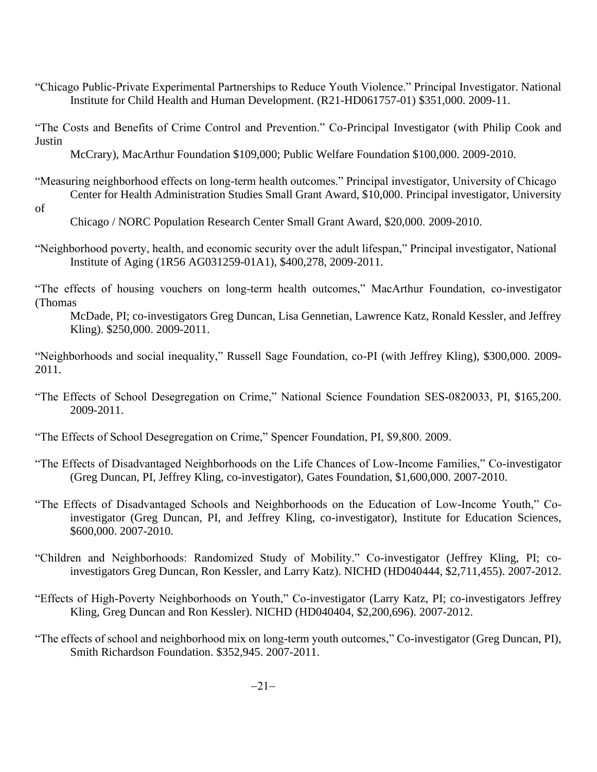"Chicago Public-Private Experimental Partnerships to Reduce Youth Violence." Principal Investigator. National Institute for Child Health and Human Development. (R21-HD061757-01) $351,000. 2009-11.

"The Costs and Benefits of Crime Control and Prevention." Co-Principal Investigator (with Philip Cook and Justin McCrary), MacArthur Foundation $109,000; Public Welfare Foundation $100,000. 2009-2010.

"Measuring neighborhood effects on long-term health outcomes." Principal investigator, University of Chicago Center for Health Administration Studies Small Grant Award, $10,000. Principal investigator, University of Chicago / NORC Population Research Center Small Grant Award, $20,000. 2009-2010.

"Neighborhood poverty, health, and economic security over the adult lifespan," Principal investigator, National Institute of Aging (1R56 AG031259-01A1), $400,278, 2009-2011.

"The effects of housing vouchers on long-term health outcomes," MacArthur Foundation, co-investigator (Thomas McDade, PI; co-investigators Greg Duncan, Lisa Gennetian, Lawrence Katz, Ronald Kessler, and Jeffrey Kling). $250,000. 2009-2011.

"Neighborhoods and social inequality," Russell Sage Foundation, co-PI (with Jeffrey Kling), $300,000. 2009-2011.

"The Effects of School Desegregation on Crime," National Science Foundation SES-0820033, PI, $165,200. 2009-2011.

"The Effects of School Desegregation on Crime," Spencer Foundation, PI, $9,800. 2009.

"The Effects of Disadvantaged Neighborhoods on the Life Chances of Low-Income Families," Co-investigator (Greg Duncan, PI, Jeffrey Kling, co-investigator), Gates Foundation, $1,600,000. 2007-2010.

"The Effects of Disadvantaged Schools and Neighborhoods on the Education of Low-Income Youth," Co-investigator (Greg Duncan, PI, and Jeffrey Kling, co-investigator), Institute for Education Sciences, $600,000. 2007-2010.

"Children and Neighborhoods: Randomized Study of Mobility." Co-investigator (Jeffrey Kling, PI; co-investigators Greg Duncan, Ron Kessler, and Larry Katz). NICHD (HD040444, $2,711,455). 2007-2012.

"Effects of High-Poverty Neighborhoods on Youth," Co-investigator (Larry Katz, PI; co-investigators Jeffrey Kling, Greg Duncan and Ron Kessler). NICHD (HD040404, $2,200,696). 2007-2012.

"The effects of school and neighborhood mix on long-term youth outcomes," Co-investigator (Greg Duncan, PI), Smith Richardson Foundation. $352,945. 2007-2011.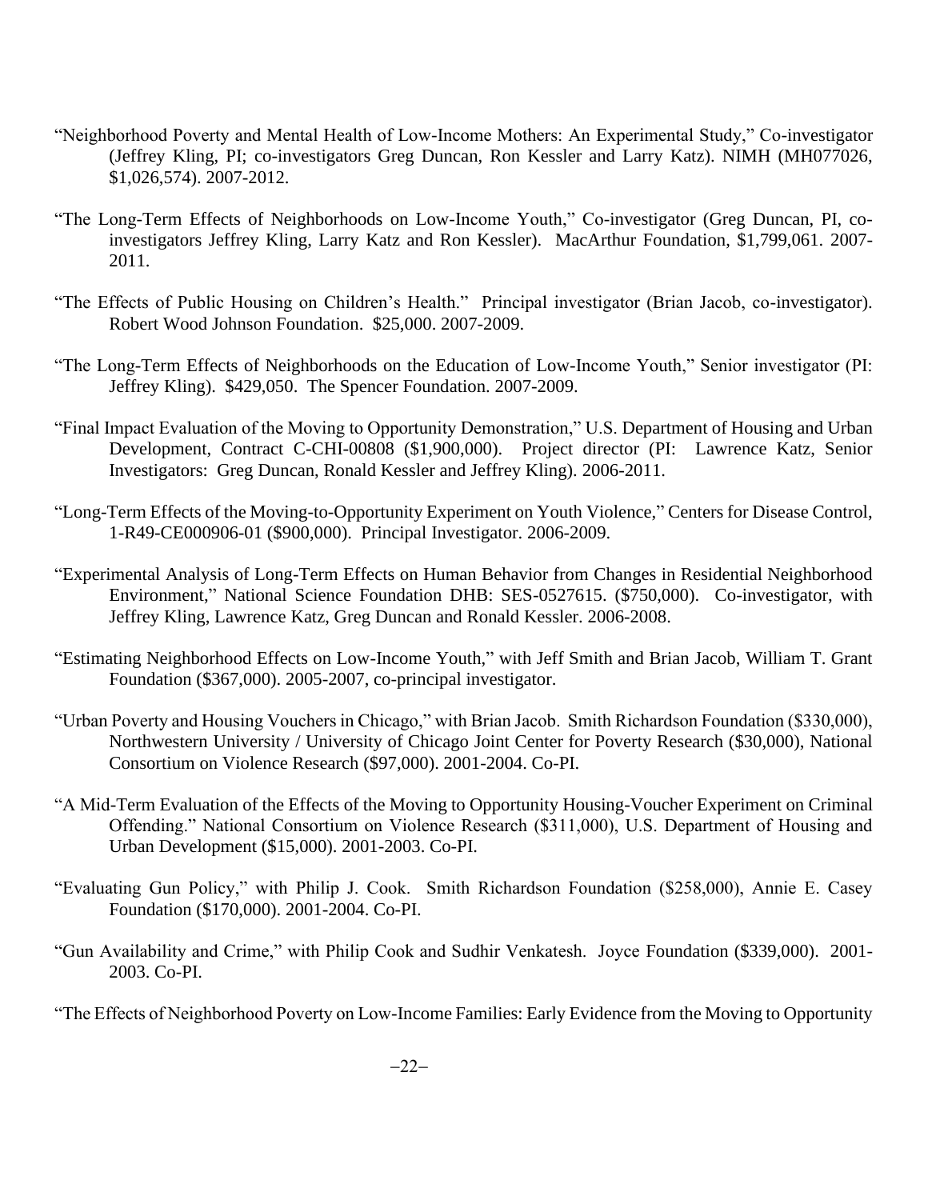"Neighborhood Poverty and Mental Health of Low-Income Mothers: An Experimental Study," Co-investigator (Jeffrey Kling, PI; co-investigators Greg Duncan, Ron Kessler and Larry Katz). NIMH (MH077026, $1,026,574). 2007-2012.

"The Long-Term Effects of Neighborhoods on Low-Income Youth," Co-investigator (Greg Duncan, PI, co-investigators Jeffrey Kling, Larry Katz and Ron Kessler). MacArthur Foundation, $1,799,061. 2007-2011.

"The Effects of Public Housing on Children's Health." Principal investigator (Brian Jacob, co-investigator). Robert Wood Johnson Foundation. $25,000. 2007-2009.

"The Long-Term Effects of Neighborhoods on the Education of Low-Income Youth," Senior investigator (PI: Jeffrey Kling). $429,050. The Spencer Foundation. 2007-2009.

"Final Impact Evaluation of the Moving to Opportunity Demonstration," U.S. Department of Housing and Urban Development, Contract C-CHI-00808 ($1,900,000). Project director (PI: Lawrence Katz, Senior Investigators: Greg Duncan, Ronald Kessler and Jeffrey Kling). 2006-2011.

"Long-Term Effects of the Moving-to-Opportunity Experiment on Youth Violence," Centers for Disease Control, 1-R49-CE000906-01 ($900,000). Principal Investigator. 2006-2009.

"Experimental Analysis of Long-Term Effects on Human Behavior from Changes in Residential Neighborhood Environment," National Science Foundation DHB: SES-0527615. ($750,000). Co-investigator, with Jeffrey Kling, Lawrence Katz, Greg Duncan and Ronald Kessler. 2006-2008.

"Estimating Neighborhood Effects on Low-Income Youth," with Jeff Smith and Brian Jacob, William T. Grant Foundation ($367,000). 2005-2007, co-principal investigator.

"Urban Poverty and Housing Vouchers in Chicago," with Brian Jacob. Smith Richardson Foundation ($330,000), Northwestern University / University of Chicago Joint Center for Poverty Research ($30,000), National Consortium on Violence Research ($97,000). 2001-2004. Co-PI.

"A Mid-Term Evaluation of the Effects of the Moving to Opportunity Housing-Voucher Experiment on Criminal Offending." National Consortium on Violence Research ($311,000), U.S. Department of Housing and Urban Development ($15,000). 2001-2003. Co-PI.

"Evaluating Gun Policy," with Philip J. Cook. Smith Richardson Foundation ($258,000), Annie E. Casey Foundation ($170,000). 2001-2004. Co-PI.

"Gun Availability and Crime," with Philip Cook and Sudhir Venkatesh. Joyce Foundation ($339,000). 2001-2003. Co-PI.

"The Effects of Neighborhood Poverty on Low-Income Families: Early Evidence from the Moving to Opportunity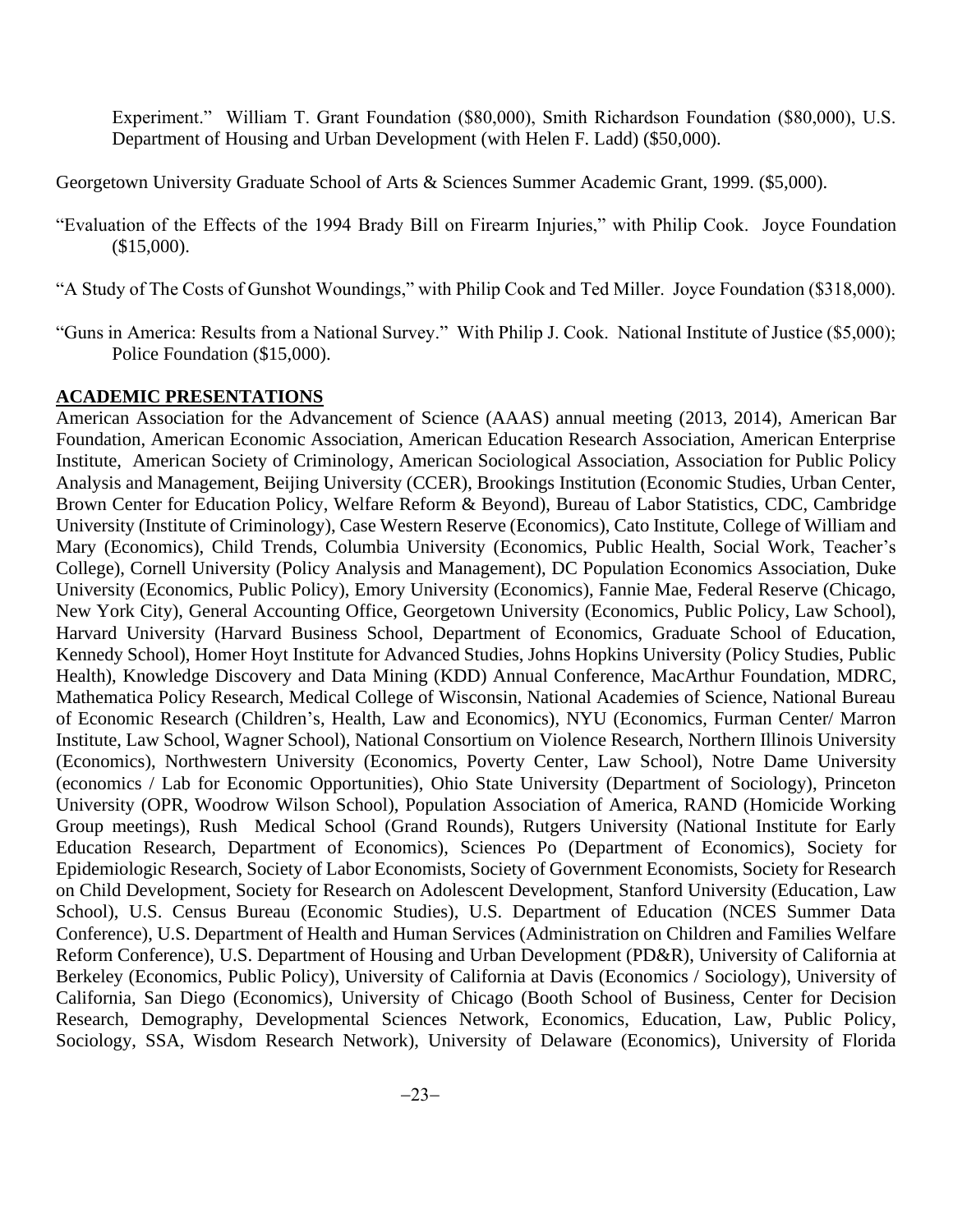Experiment." William T. Grant Foundation ($80,000), Smith Richardson Foundation ($80,000), U.S. Department of Housing and Urban Development (with Helen F. Ladd) ($50,000).

Georgetown University Graduate School of Arts & Sciences Summer Academic Grant, 1999. ($5,000).

"Evaluation of the Effects of the 1994 Brady Bill on Firearm Injuries," with Philip Cook. Joyce Foundation ($15,000).

"A Study of The Costs of Gunshot Woundings," with Philip Cook and Ted Miller. Joyce Foundation ($318,000).

"Guns in America: Results from a National Survey." With Philip J. Cook. National Institute of Justice ($5,000); Police Foundation ($15,000).

## ACADEMIC PRESENTATIONS

American Association for the Advancement of Science (AAAS) annual meeting (2013, 2014), American Bar Foundation, American Economic Association, American Education Research Association, American Enterprise Institute, American Society of Criminology, American Sociological Association, Association for Public Policy Analysis and Management, Beijing University (CCER), Brookings Institution (Economic Studies, Urban Center, Brown Center for Education Policy, Welfare Reform & Beyond), Bureau of Labor Statistics, CDC, Cambridge University (Institute of Criminology), Case Western Reserve (Economics), Cato Institute, College of William and Mary (Economics), Child Trends, Columbia University (Economics, Public Health, Social Work, Teacher's College), Cornell University (Policy Analysis and Management), DC Population Economics Association, Duke University (Economics, Public Policy), Emory University (Economics), Fannie Mae, Federal Reserve (Chicago, New York City), General Accounting Office, Georgetown University (Economics, Public Policy, Law School), Harvard University (Harvard Business School, Department of Economics, Graduate School of Education, Kennedy School), Homer Hoyt Institute for Advanced Studies, Johns Hopkins University (Policy Studies, Public Health), Knowledge Discovery and Data Mining (KDD) Annual Conference, MacArthur Foundation, MDRC, Mathematica Policy Research, Medical College of Wisconsin, National Academies of Science, National Bureau of Economic Research (Children's, Health, Law and Economics), NYU (Economics, Furman Center/ Marron Institute, Law School, Wagner School), National Consortium on Violence Research, Northern Illinois University (Economics), Northwestern University (Economics, Poverty Center, Law School), Notre Dame University (economics / Lab for Economic Opportunities), Ohio State University (Department of Sociology), Princeton University (OPR, Woodrow Wilson School), Population Association of America, RAND (Homicide Working Group meetings), Rush Medical School (Grand Rounds), Rutgers University (National Institute for Early Education Research, Department of Economics), Sciences Po (Department of Economics), Society for Epidemiologic Research, Society of Labor Economists, Society of Government Economists, Society for Research on Child Development, Society for Research on Adolescent Development, Stanford University (Education, Law School), U.S. Census Bureau (Economic Studies), U.S. Department of Education (NCES Summer Data Conference), U.S. Department of Health and Human Services (Administration on Children and Families Welfare Reform Conference), U.S. Department of Housing and Urban Development (PD&R), University of California at Berkeley (Economics, Public Policy), University of California at Davis (Economics / Sociology), University of California, San Diego (Economics), University of Chicago (Booth School of Business, Center for Decision Research, Demography, Developmental Sciences Network, Economics, Education, Law, Public Policy, Sociology, SSA, Wisdom Research Network), University of Delaware (Economics), University of Florida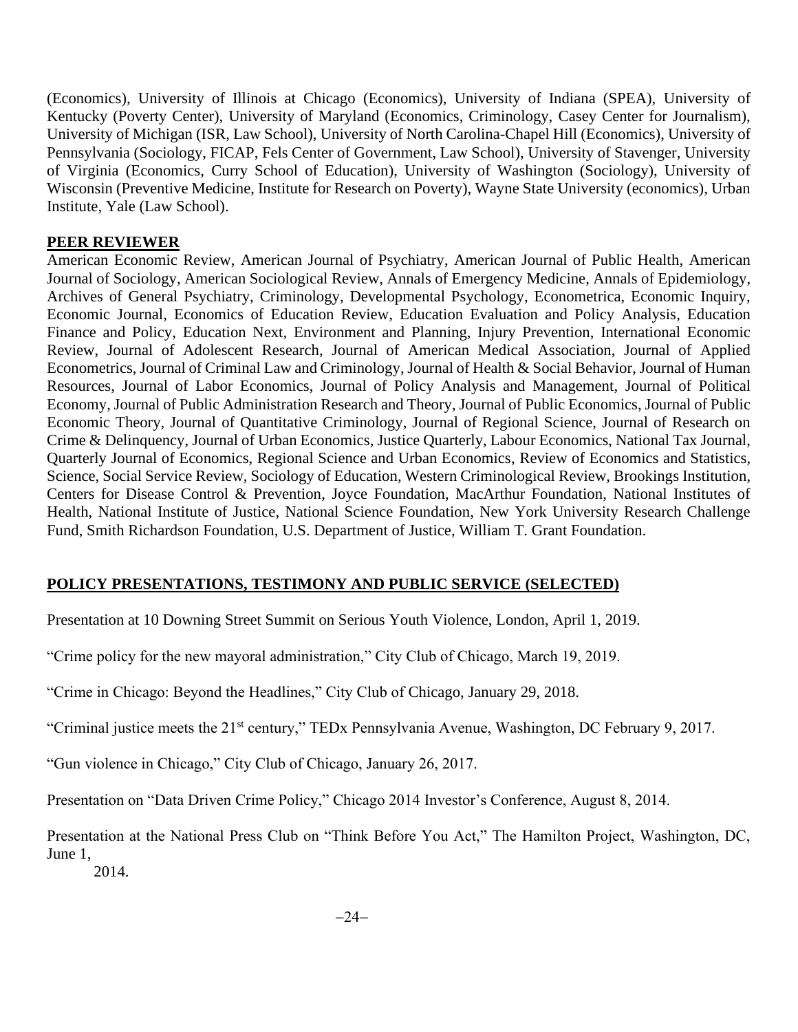(Economics), University of Illinois at Chicago (Economics), University of Indiana (SPEA), University of Kentucky (Poverty Center), University of Maryland (Economics, Criminology, Casey Center for Journalism), University of Michigan (ISR, Law School), University of North Carolina-Chapel Hill (Economics), University of Pennsylvania (Sociology, FICAP, Fels Center of Government, Law School), University of Stavenger, University of Virginia (Economics, Curry School of Education), University of Washington (Sociology), University of Wisconsin (Preventive Medicine, Institute for Research on Poverty), Wayne State University (economics), Urban Institute, Yale (Law School).

## PEER REVIEWER

American Economic Review, American Journal of Psychiatry, American Journal of Public Health, American Journal of Sociology, American Sociological Review, Annals of Emergency Medicine, Annals of Epidemiology, Archives of General Psychiatry, Criminology, Developmental Psychology, Econometrica, Economic Inquiry, Economic Journal, Economics of Education Review, Education Evaluation and Policy Analysis, Education Finance and Policy, Education Next, Environment and Planning, Injury Prevention, International Economic Review, Journal of Adolescent Research, Journal of American Medical Association, Journal of Applied Econometrics, Journal of Criminal Law and Criminology, Journal of Health & Social Behavior, Journal of Human Resources, Journal of Labor Economics, Journal of Policy Analysis and Management, Journal of Political Economy, Journal of Public Administration Research and Theory, Journal of Public Economics, Journal of Public Economic Theory, Journal of Quantitative Criminology, Journal of Regional Science, Journal of Research on Crime & Delinquency, Journal of Urban Economics, Justice Quarterly, Labour Economics, National Tax Journal, Quarterly Journal of Economics, Regional Science and Urban Economics, Review of Economics and Statistics, Science, Social Service Review, Sociology of Education, Western Criminological Review, Brookings Institution, Centers for Disease Control & Prevention, Joyce Foundation, MacArthur Foundation, National Institutes of Health, National Institute of Justice, National Science Foundation, New York University Research Challenge Fund, Smith Richardson Foundation, U.S. Department of Justice, William T. Grant Foundation.

## POLICY PRESENTATIONS, TESTIMONY AND PUBLIC SERVICE (SELECTED)

Presentation at 10 Downing Street Summit on Serious Youth Violence, London, April 1, 2019.

"Crime policy for the new mayoral administration," City Club of Chicago, March 19, 2019.

"Crime in Chicago: Beyond the Headlines," City Club of Chicago, January 29, 2018.

"Criminal justice meets the 21st century," TEDx Pennsylvania Avenue, Washington, DC February 9, 2017.

"Gun violence in Chicago," City Club of Chicago, January 26, 2017.

Presentation on "Data Driven Crime Policy," Chicago 2014 Investor's Conference, August 8, 2014.

Presentation at the National Press Club on "Think Before You Act," The Hamilton Project, Washington, DC, June 1, 2014.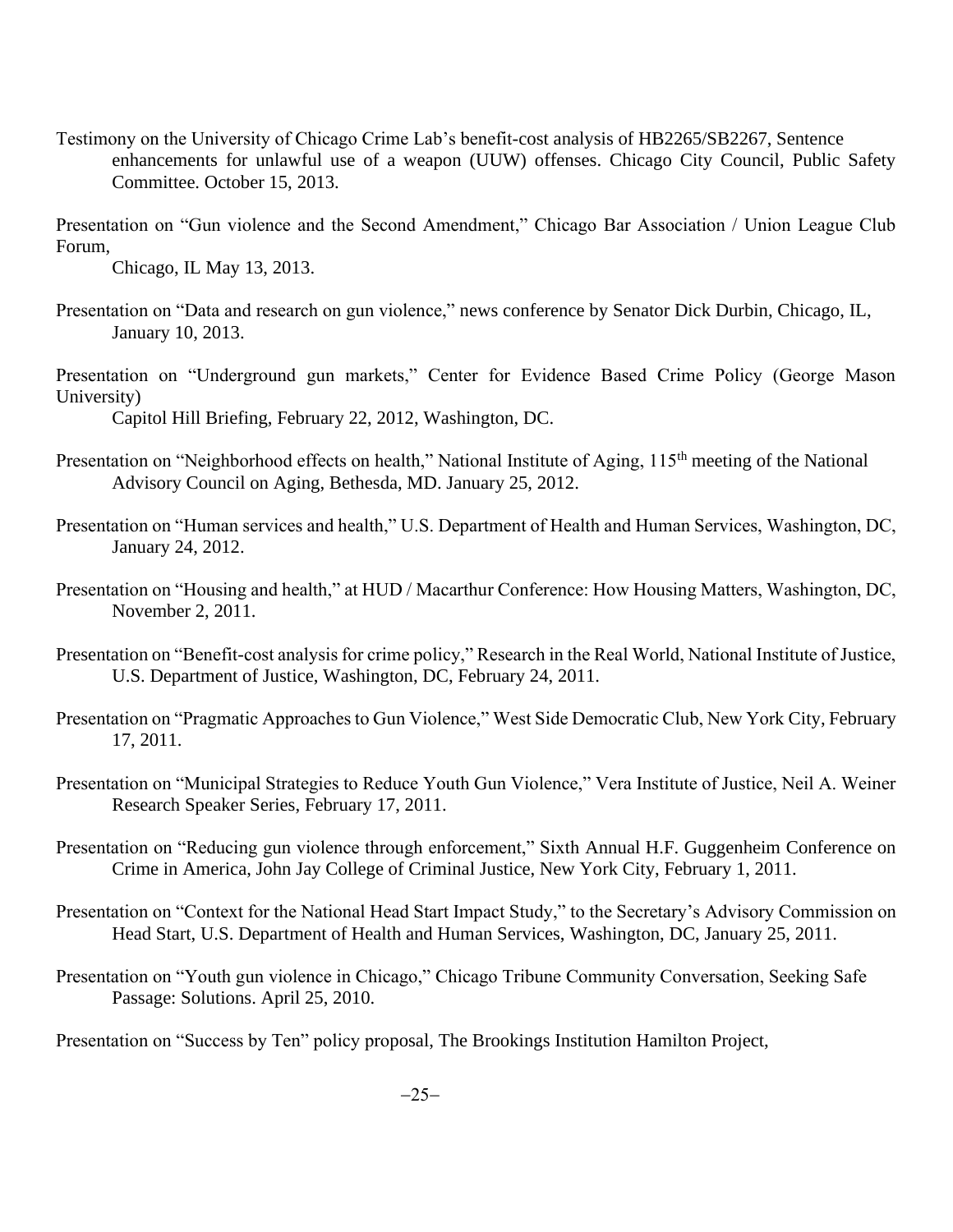Testimony on the University of Chicago Crime Lab's benefit-cost analysis of HB2265/SB2267, Sentence enhancements for unlawful use of a weapon (UUW) offenses. Chicago City Council, Public Safety Committee. October 15, 2013.

Presentation on "Gun violence and the Second Amendment," Chicago Bar Association / Union League Club Forum, Chicago, IL May 13, 2013.

Presentation on "Data and research on gun violence," news conference by Senator Dick Durbin, Chicago, IL, January 10, 2013.

Presentation on "Underground gun markets," Center for Evidence Based Crime Policy (George Mason University) Capitol Hill Briefing, February 22, 2012, Washington, DC.

Presentation on "Neighborhood effects on health," National Institute of Aging, 115th meeting of the National Advisory Council on Aging, Bethesda, MD. January 25, 2012.

Presentation on "Human services and health," U.S. Department of Health and Human Services, Washington, DC, January 24, 2012.

Presentation on "Housing and health," at HUD / Macarthur Conference: How Housing Matters, Washington, DC, November 2, 2011.

Presentation on "Benefit-cost analysis for crime policy," Research in the Real World, National Institute of Justice, U.S. Department of Justice, Washington, DC, February 24, 2011.

Presentation on "Pragmatic Approaches to Gun Violence," West Side Democratic Club, New York City, February 17, 2011.

Presentation on "Municipal Strategies to Reduce Youth Gun Violence," Vera Institute of Justice, Neil A. Weiner Research Speaker Series, February 17, 2011.

Presentation on "Reducing gun violence through enforcement," Sixth Annual H.F. Guggenheim Conference on Crime in America, John Jay College of Criminal Justice, New York City, February 1, 2011.

Presentation on "Context for the National Head Start Impact Study," to the Secretary's Advisory Commission on Head Start, U.S. Department of Health and Human Services, Washington, DC, January 25, 2011.

Presentation on "Youth gun violence in Chicago," Chicago Tribune Community Conversation, Seeking Safe Passage: Solutions. April 25, 2010.

Presentation on "Success by Ten" policy proposal, The Brookings Institution Hamilton Project,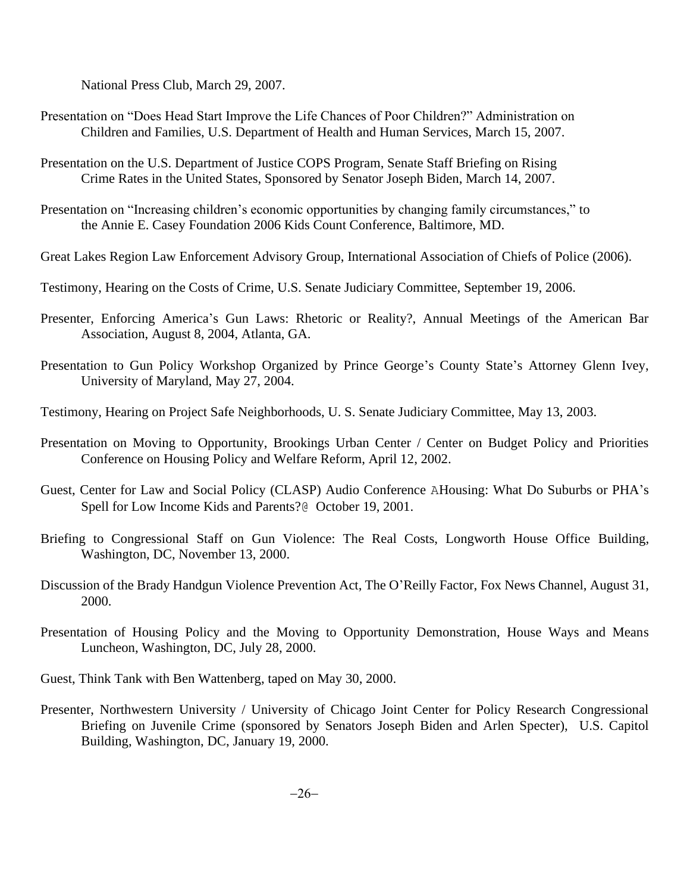National Press Club, March 29, 2007.

Presentation on "Does Head Start Improve the Life Chances of Poor Children?" Administration on Children and Families, U.S. Department of Health and Human Services, March 15, 2007.

Presentation on the U.S. Department of Justice COPS Program, Senate Staff Briefing on Rising Crime Rates in the United States, Sponsored by Senator Joseph Biden, March 14, 2007.

Presentation on "Increasing children's economic opportunities by changing family circumstances," to the Annie E. Casey Foundation 2006 Kids Count Conference, Baltimore, MD.

Great Lakes Region Law Enforcement Advisory Group, International Association of Chiefs of Police (2006).

Testimony, Hearing on the Costs of Crime, U.S. Senate Judiciary Committee, September 19, 2006.

Presenter, Enforcing America's Gun Laws: Rhetoric or Reality?, Annual Meetings of the American Bar Association, August 8, 2004, Atlanta, GA.

Presentation to Gun Policy Workshop Organized by Prince George's County State's Attorney Glenn Ivey, University of Maryland, May 27, 2004.

Testimony, Hearing on Project Safe Neighborhoods, U. S. Senate Judiciary Committee, May 13, 2003.

Presentation on Moving to Opportunity, Brookings Urban Center / Center on Budget Policy and Priorities Conference on Housing Policy and Welfare Reform, April 12, 2002.

Guest, Center for Law and Social Policy (CLASP) Audio Conference AHousing: What Do Suburbs or PHA's Spell for Low Income Kids and Parents?@ October 19, 2001.

Briefing to Congressional Staff on Gun Violence: The Real Costs, Longworth House Office Building, Washington, DC, November 13, 2000.

Discussion of the Brady Handgun Violence Prevention Act, The O'Reilly Factor, Fox News Channel, August 31, 2000.

Presentation of Housing Policy and the Moving to Opportunity Demonstration, House Ways and Means Luncheon, Washington, DC, July 28, 2000.

Guest, Think Tank with Ben Wattenberg, taped on May 30, 2000.

Presenter, Northwestern University / University of Chicago Joint Center for Policy Research Congressional Briefing on Juvenile Crime (sponsored by Senators Joseph Biden and Arlen Specter), U.S. Capitol Building, Washington, DC, January 19, 2000.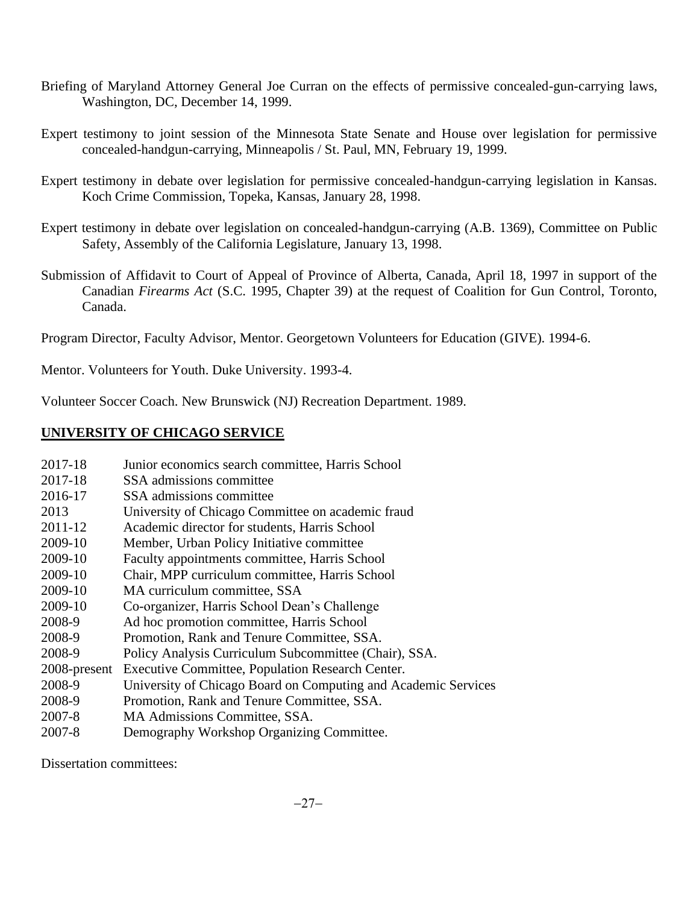Briefing of Maryland Attorney General Joe Curran on the effects of permissive concealed-gun-carrying laws, Washington, DC, December 14, 1999.

Expert testimony to joint session of the Minnesota State Senate and House over legislation for permissive concealed-handgun-carrying, Minneapolis / St. Paul, MN, February 19, 1999.

Expert testimony in debate over legislation for permissive concealed-handgun-carrying legislation in Kansas. Koch Crime Commission, Topeka, Kansas, January 28, 1998.

Expert testimony in debate over legislation on concealed-handgun-carrying (A.B. 1369), Committee on Public Safety, Assembly of the California Legislature, January 13, 1998.

Submission of Affidavit to Court of Appeal of Province of Alberta, Canada, April 18, 1997 in support of the Canadian *Firearms Act* (S.C. 1995, Chapter 39) at the request of Coalition for Gun Control, Toronto, Canada.

Program Director, Faculty Advisor, Mentor. Georgetown Volunteers for Education (GIVE). 1994-6.

Mentor. Volunteers for Youth. Duke University. 1993-4.

Volunteer Soccer Coach. New Brunswick (NJ) Recreation Department. 1989.

## UNIVERSITY OF CHICAGO SERVICE

| | |
|---|---|
| 2017-18 | Junior economics search committee, Harris School |
| 2017-18 | SSA admissions committee |
| 2016-17 | SSA admissions committee |
| 2013 | University of Chicago Committee on academic fraud |
| 2011-12 | Academic director for students, Harris School |
| 2009-10 | Member, Urban Policy Initiative committee |
| 2009-10 | Faculty appointments committee, Harris School |
| 2009-10 | Chair, MPP curriculum committee, Harris School |
| 2009-10 | MA curriculum committee, SSA |
| 2009-10 | Co-organizer, Harris School Dean's Challenge |
| 2008-9 | Ad hoc promotion committee, Harris School |
| 2008-9 | Promotion, Rank and Tenure Committee, SSA. |
| 2008-9 | Policy Analysis Curriculum Subcommittee (Chair), SSA. |
| 2008-present | Executive Committee, Population Research Center. |
| 2008-9 | University of Chicago Board on Computing and Academic Services |
| 2008-9 | Promotion, Rank and Tenure Committee, SSA. |
| 2007-8 | MA Admissions Committee, SSA. |
| 2007-8 | Demography Workshop Organizing Committee. |

Dissertation committees: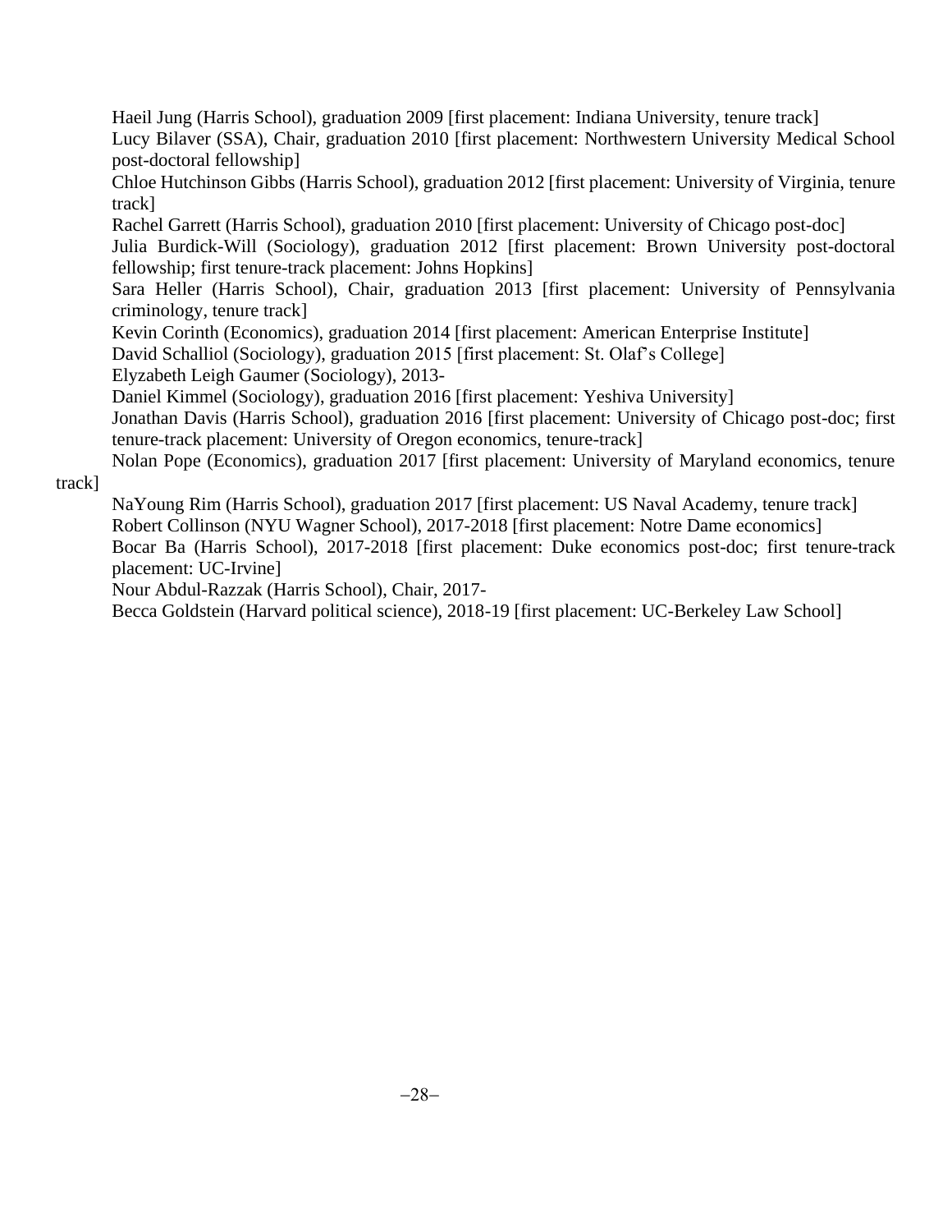Haeil Jung (Harris School), graduation 2009 [first placement: Indiana University, tenure track]

Lucy Bilaver (SSA), Chair, graduation 2010 [first placement: Northwestern University Medical School post-doctoral fellowship]

Chloe Hutchinson Gibbs (Harris School), graduation 2012 [first placement: University of Virginia, tenure track]

Rachel Garrett (Harris School), graduation 2010 [first placement: University of Chicago post-doc]

Julia Burdick-Will (Sociology), graduation 2012 [first placement: Brown University post-doctoral fellowship; first tenure-track placement: Johns Hopkins]

Sara Heller (Harris School), Chair, graduation 2013 [first placement: University of Pennsylvania criminology, tenure track]

Kevin Corinth (Economics), graduation 2014 [first placement: American Enterprise Institute]

David Schalliol (Sociology), graduation 2015 [first placement: St. Olaf's College]

Elyzabeth Leigh Gaumer (Sociology), 2013-

Daniel Kimmel (Sociology), graduation 2016 [first placement: Yeshiva University]

Jonathan Davis (Harris School), graduation 2016 [first placement: University of Chicago post-doc; first tenure-track placement: University of Oregon economics, tenure-track]

Nolan Pope (Economics), graduation 2017 [first placement: University of Maryland economics, tenure track]

NaYoung Rim (Harris School), graduation 2017 [first placement: US Naval Academy, tenure track]

Robert Collinson (NYU Wagner School), 2017-2018 [first placement: Notre Dame economics]

Bocar Ba (Harris School), 2017-2018 [first placement: Duke economics post-doc; first tenure-track placement: UC-Irvine]

Nour Abdul-Razzak (Harris School), Chair, 2017-

Becca Goldstein (Harvard political science), 2018-19 [first placement: UC-Berkeley Law School]